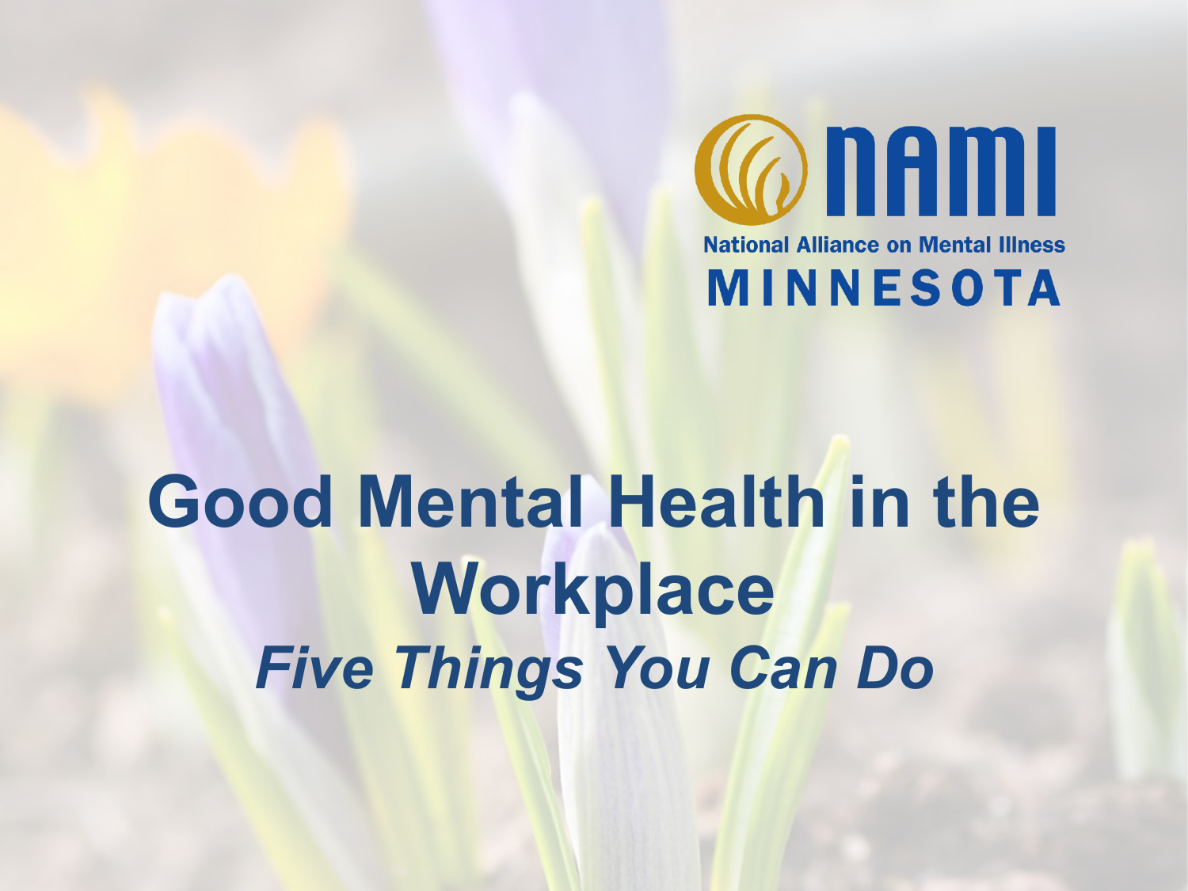NAMI

National Alliance on Mental Illness

MINNESOTA

# Good Mental Health in the Workplace

## *Five Things You Can Do*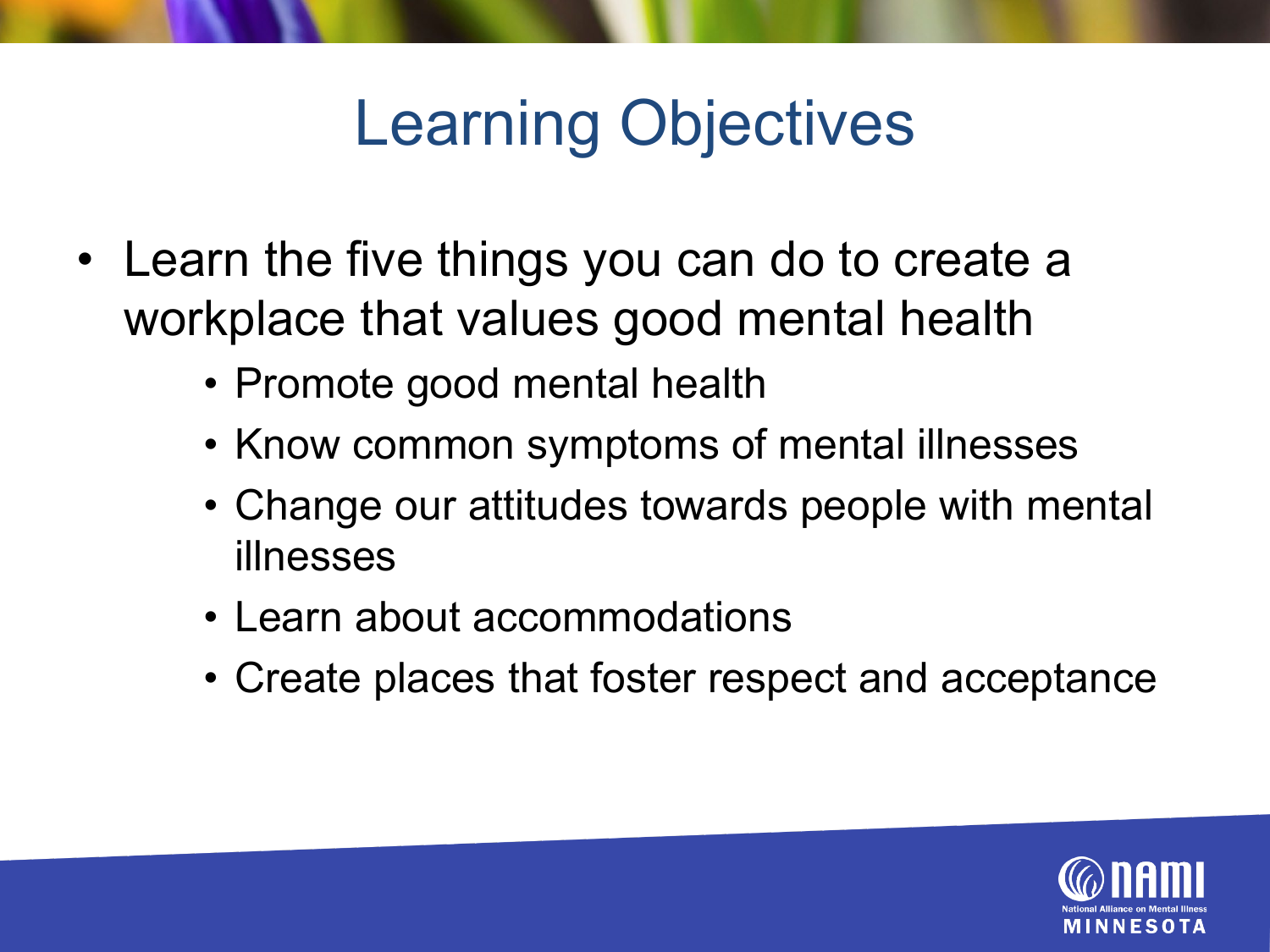# Learning Objectives

- Learn the five things you can do to create a workplace that values good mental health
  - Promote good mental health
  - Know common symptoms of mental illnesses
  - Change our attitudes towards people with mental illnesses
  - Learn about accommodations
  - Create places that foster respect and acceptance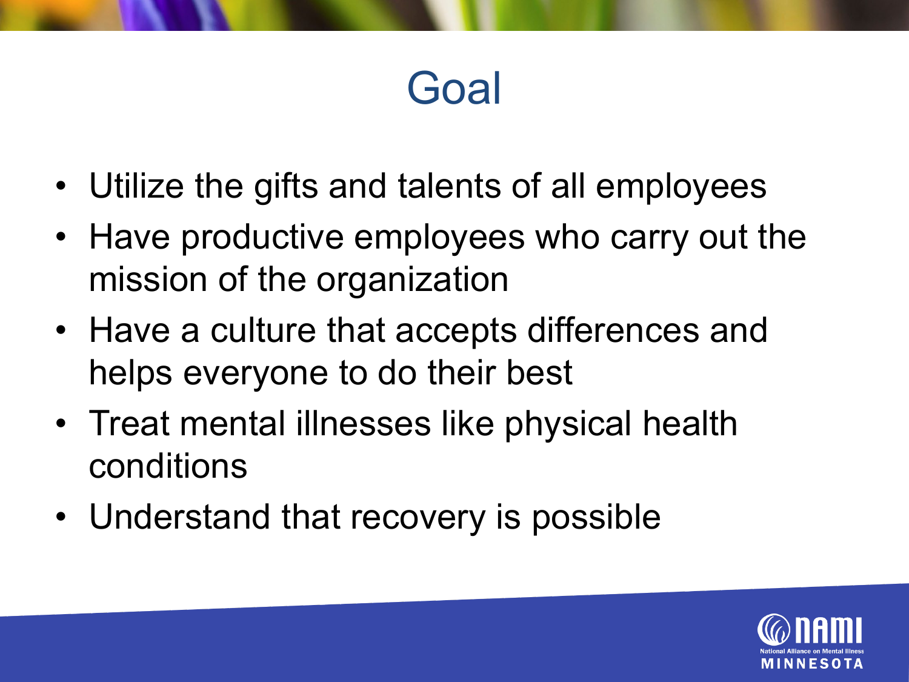# Goal

- Utilize the gifts and talents of all employees
- Have productive employees who carry out the mission of the organization
- Have a culture that accepts differences and helps everyone to do their best
- Treat mental illnesses like physical health conditions
- Understand that recovery is possible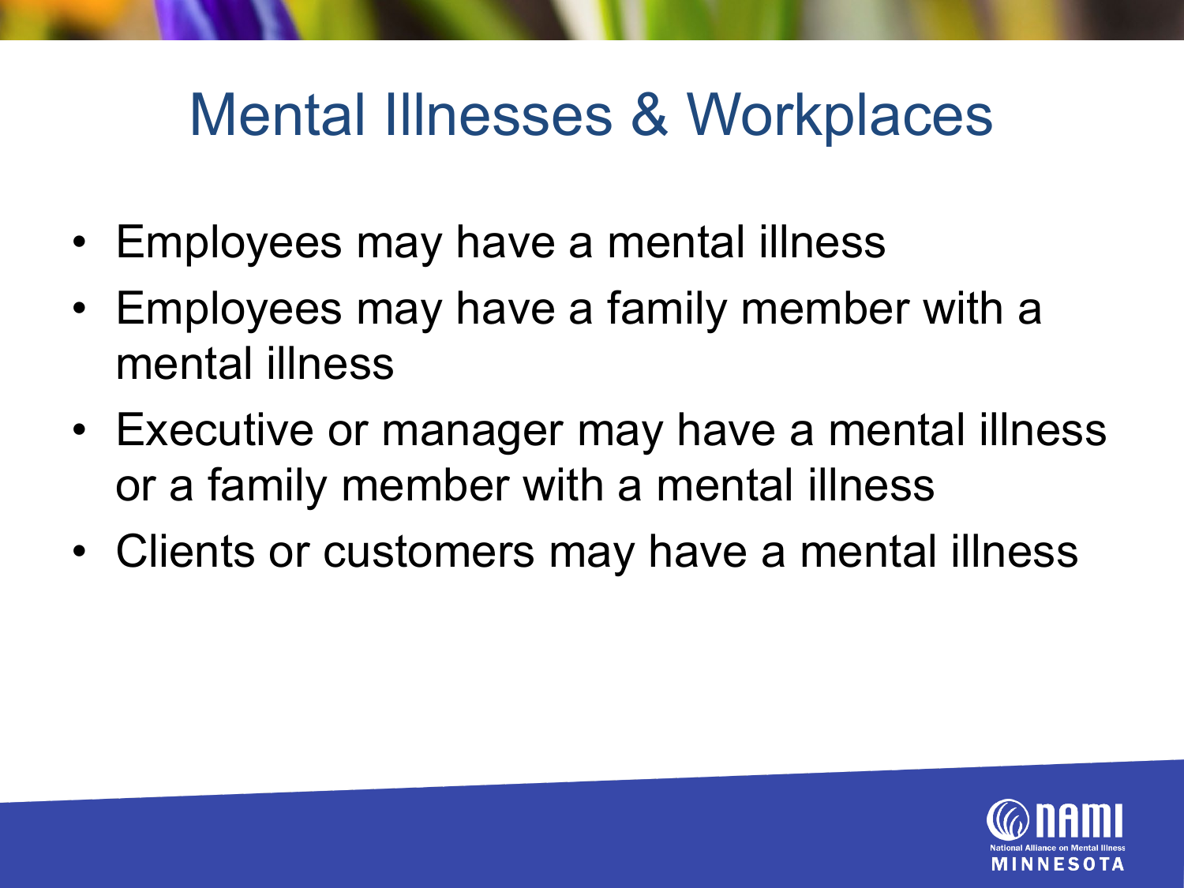# Mental Illnesses & Workplaces

- Employees may have a mental illness
- Employees may have a family member with a mental illness
- Executive or manager may have a mental illness or a family member with a mental illness
- Clients or customers may have a mental illness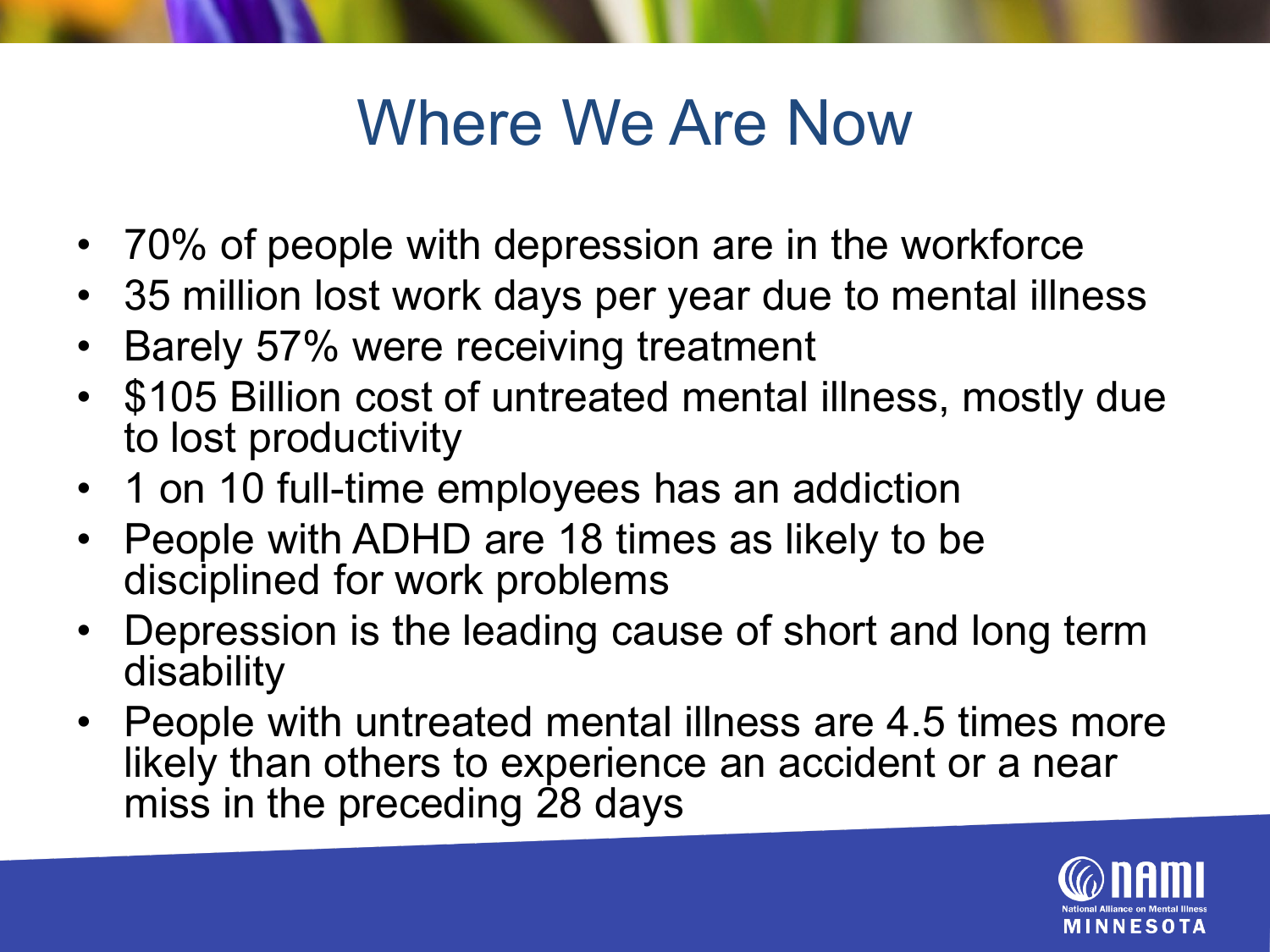# Where We Are Now

- 70% of people with depression are in the workforce
- 35 million lost work days per year due to mental illness
- Barely 57% were receiving treatment
- $105 Billion cost of untreated mental illness, mostly due to lost productivity
- 1 on 10 full-time employees has an addiction
- People with ADHD are 18 times as likely to be disciplined for work problems
- Depression is the leading cause of short and long term disability
- People with untreated mental illness are 4.5 times more likely than others to experience an accident or a near miss in the preceding 28 days

NAMI National Alliance on Mental Illness MINNESOTA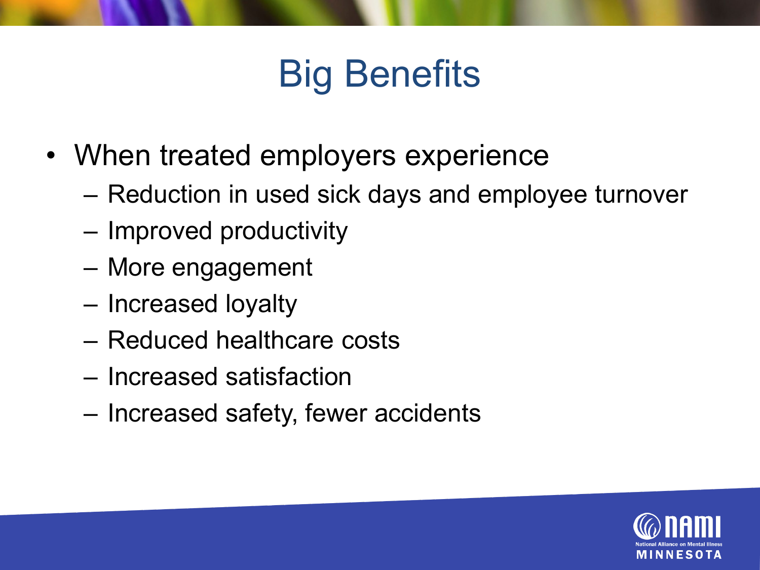# Big Benefits

- When treated employers experience
  - Reduction in used sick days and employee turnover
  - Improved productivity
  - More engagement
  - Increased loyalty
  - Reduced healthcare costs
  - Increased satisfaction
  - Increased safety, fewer accidents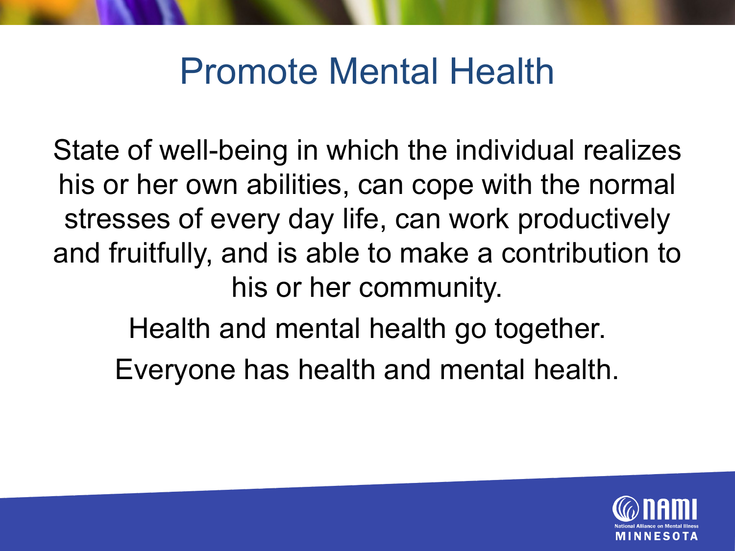# Promote Mental Health

State of well-being in which the individual realizes his or her own abilities, can cope with the normal stresses of every day life, can work productively and fruitfully, and is able to make a contribution to his or her community.

Health and mental health go together.

Everyone has health and mental health.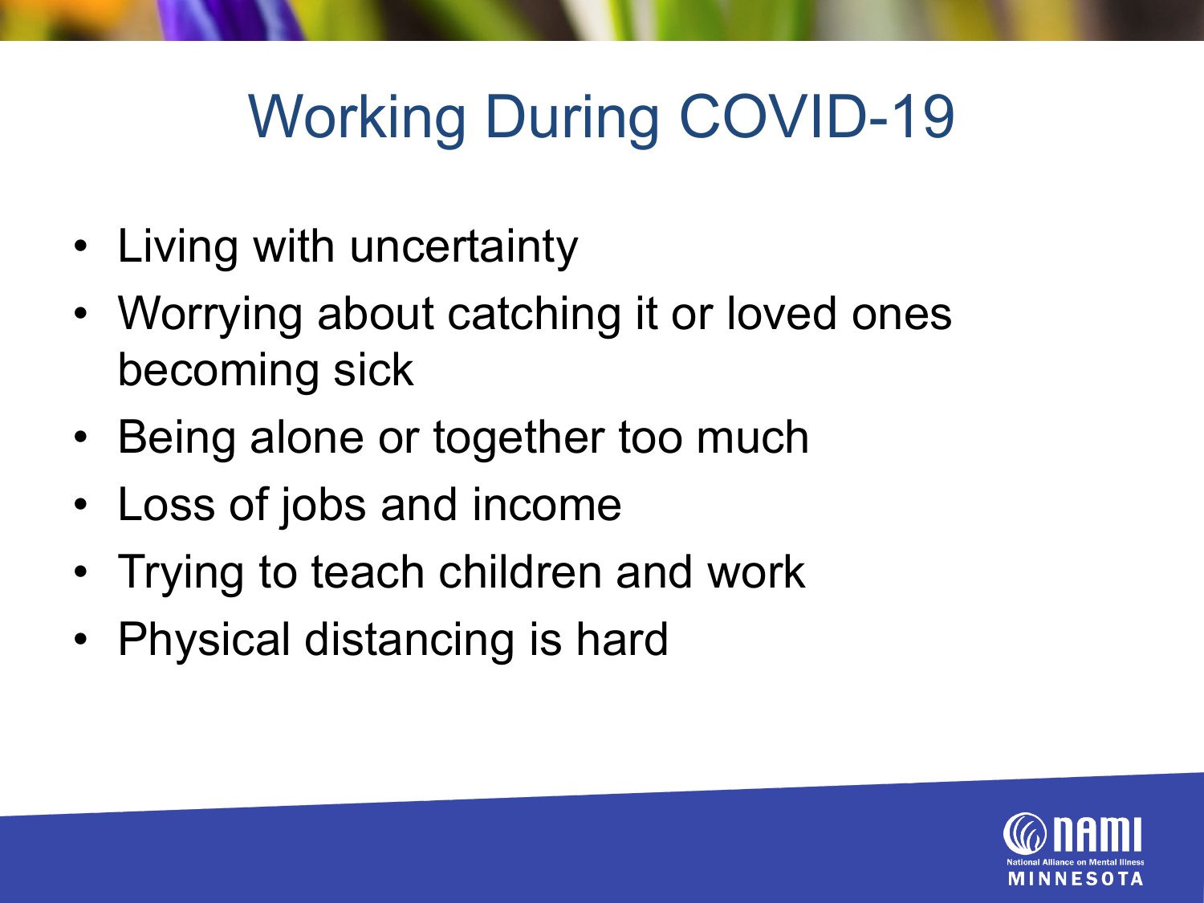# Working During COVID-19

- Living with uncertainty
- Worrying about catching it or loved ones becoming sick
- Being alone or together too much
- Loss of jobs and income
- Trying to teach children and work
- Physical distancing is hard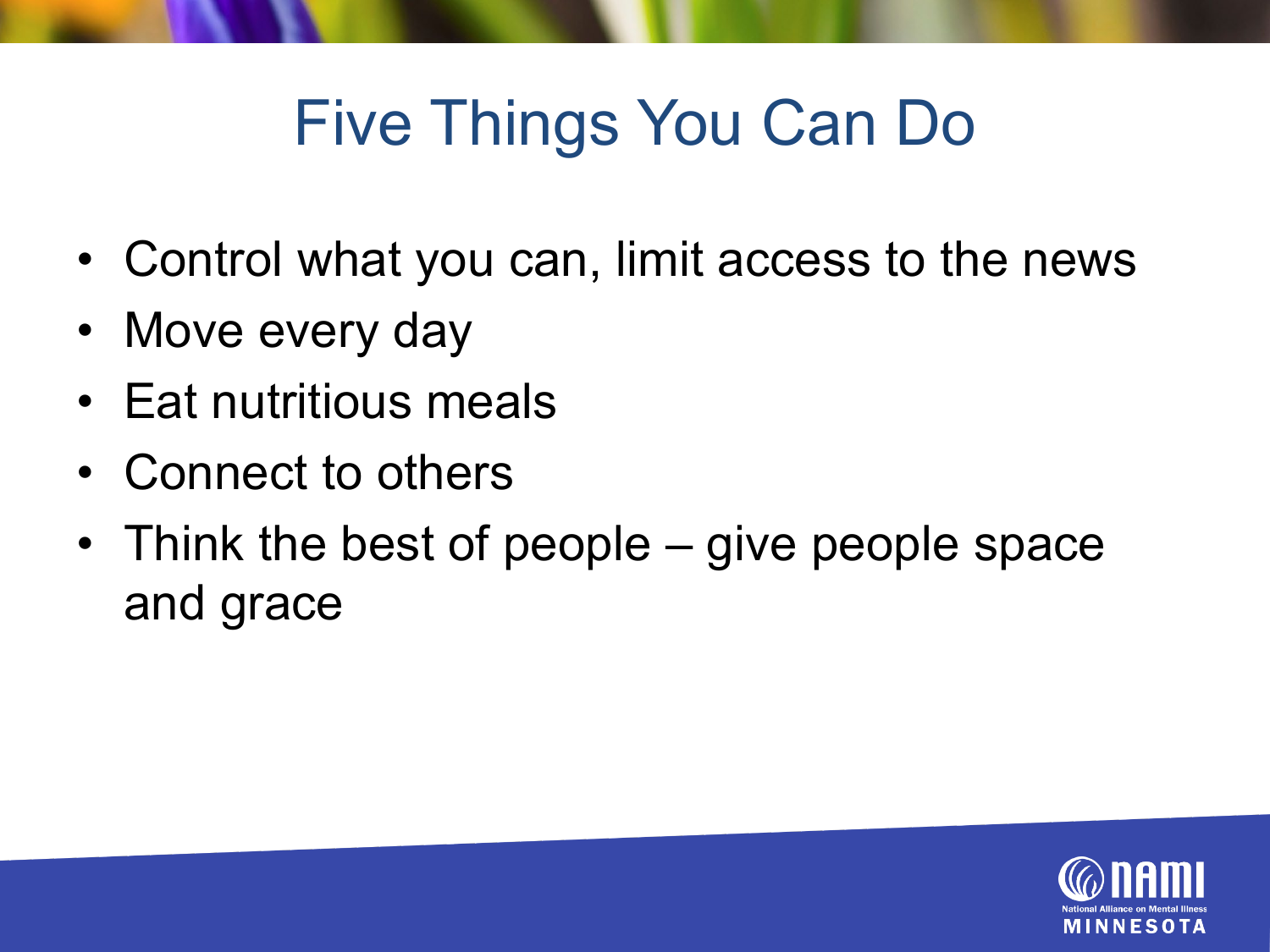# Five Things You Can Do

- Control what you can, limit access to the news
- Move every day
- Eat nutritious meals
- Connect to others
- Think the best of people – give people space and grace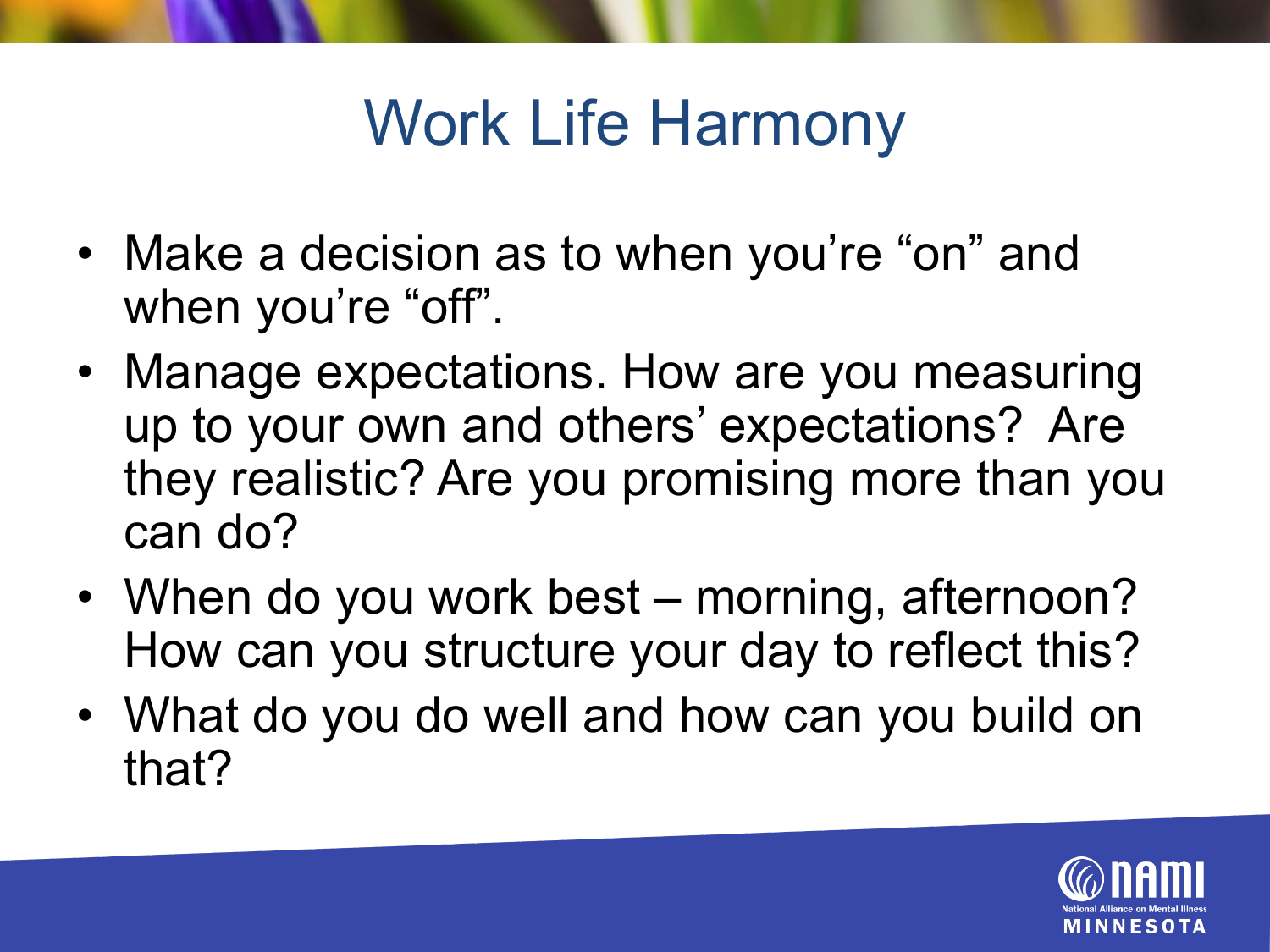# Work Life Harmony

- Make a decision as to when you're "on" and when you're "off".
- Manage expectations. How are you measuring up to your own and others' expectations? Are they realistic? Are you promising more than you can do?
- When do you work best – morning, afternoon? How can you structure your day to reflect this?
- What do you do well and how can you build on that?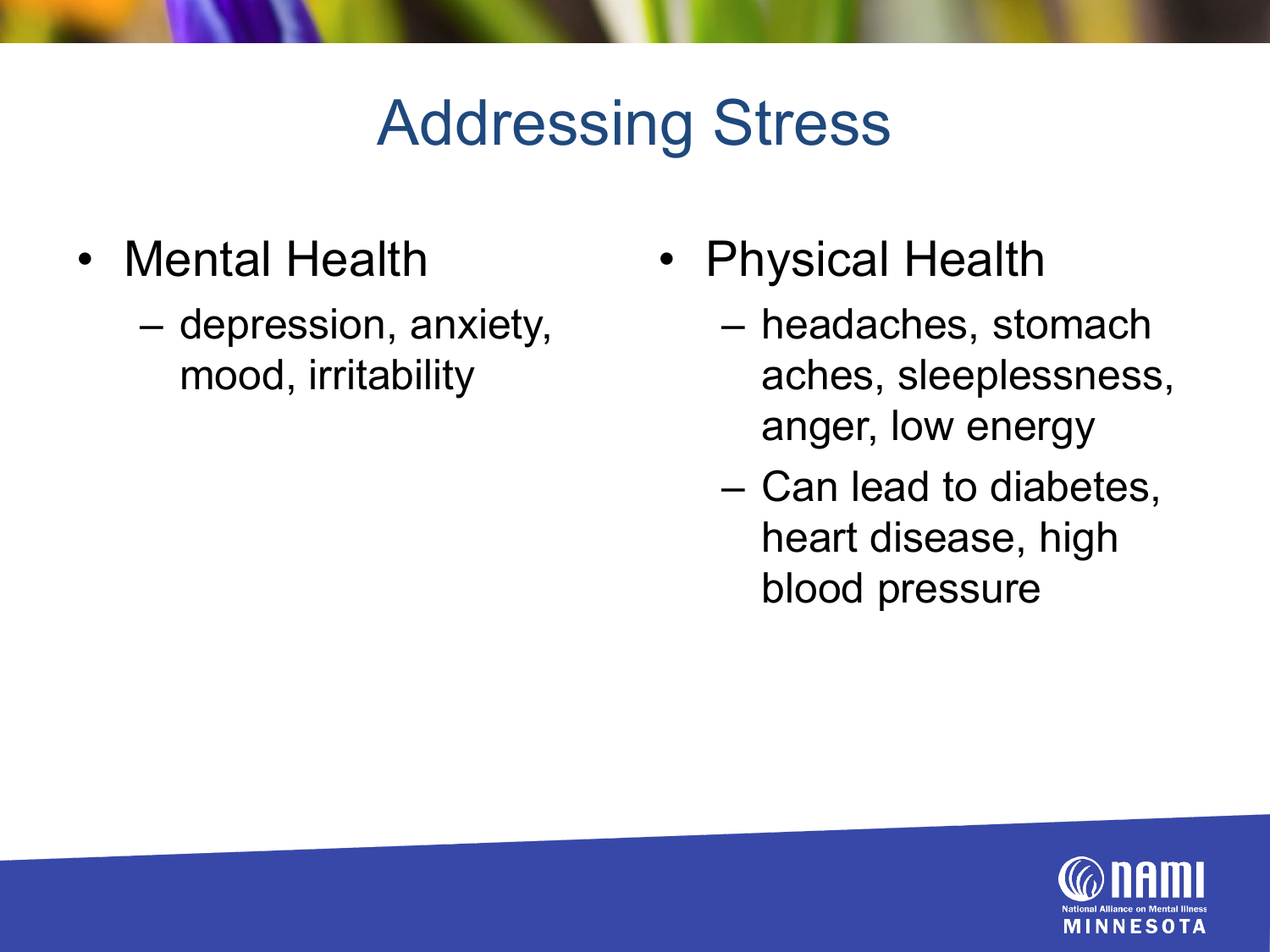# Addressing Stress

- Mental Health
  - depression, anxiety, mood, irritability
- Physical Health
  - headaches, stomach aches, sleeplessness, anger, low energy
  - Can lead to diabetes, heart disease, high blood pressure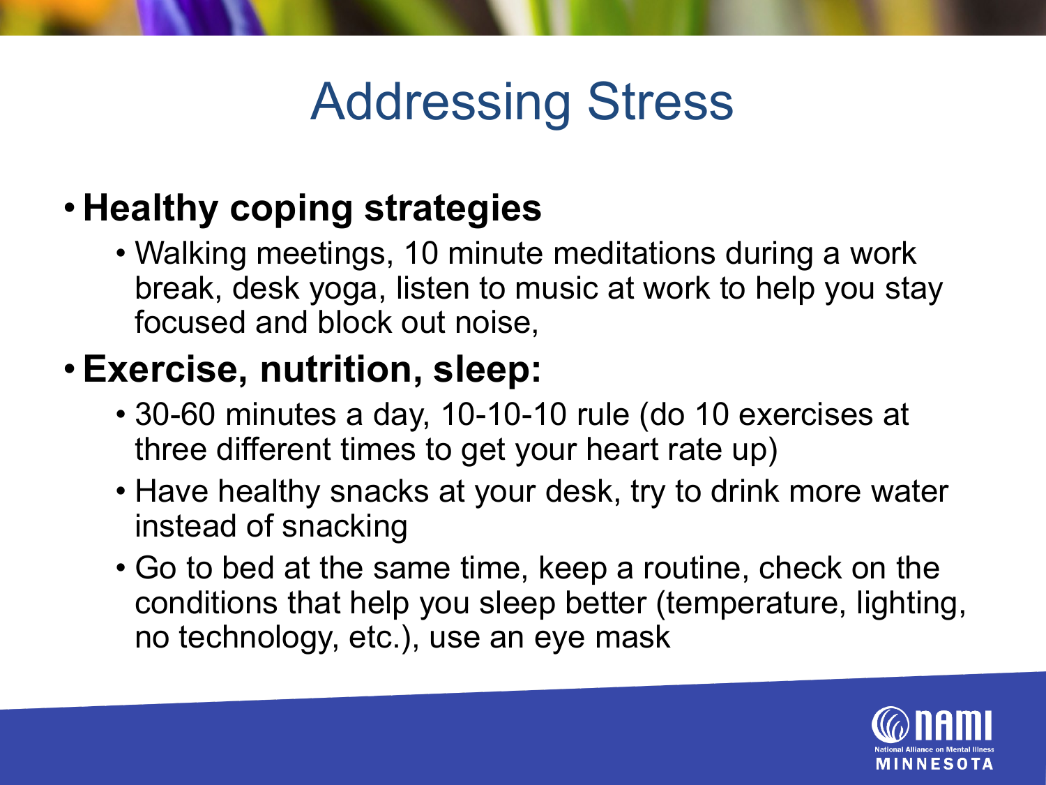# Addressing Stress

- **Healthy coping strategies**
  - Walking meetings, 10 minute meditations during a work break, desk yoga, listen to music at work to help you stay focused and block out noise,
- **Exercise, nutrition, sleep:**
  - 30-60 minutes a day, 10-10-10 rule (do 10 exercises at three different times to get your heart rate up)
  - Have healthy snacks at your desk, try to drink more water instead of snacking
  - Go to bed at the same time, keep a routine, check on the conditions that help you sleep better (temperature, lighting, no technology, etc.), use an eye mask

NAMI National Alliance on Mental Illness MINNESOTA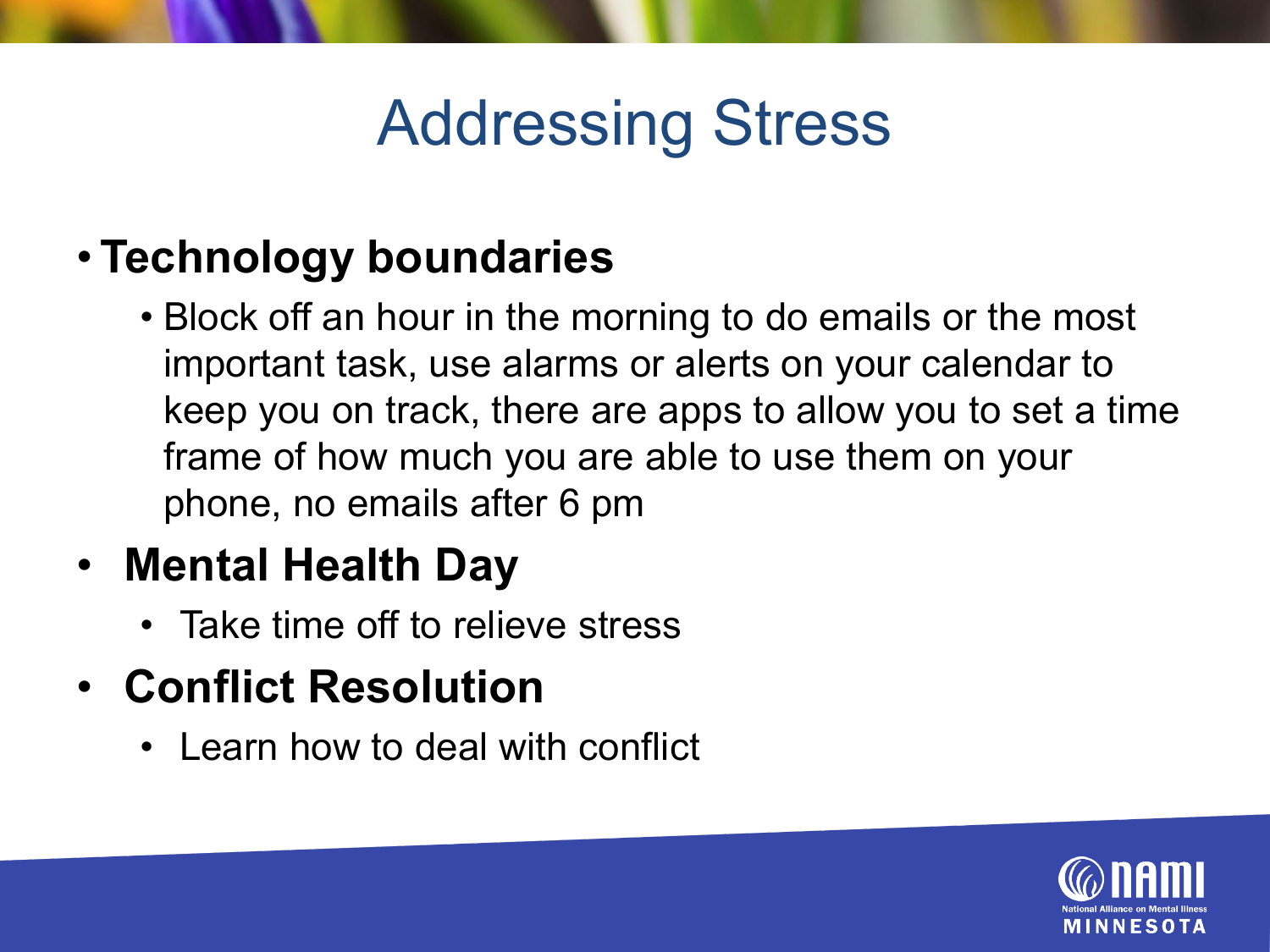# Addressing Stress

- **Technology boundaries**
  - Block off an hour in the morning to do emails or the most important task, use alarms or alerts on your calendar to keep you on track, there are apps to allow you to set a time frame of how much you are able to use them on your phone, no emails after 6 pm
- **Mental Health Day**
  - Take time off to relieve stress
- **Conflict Resolution**
  - Learn how to deal with conflict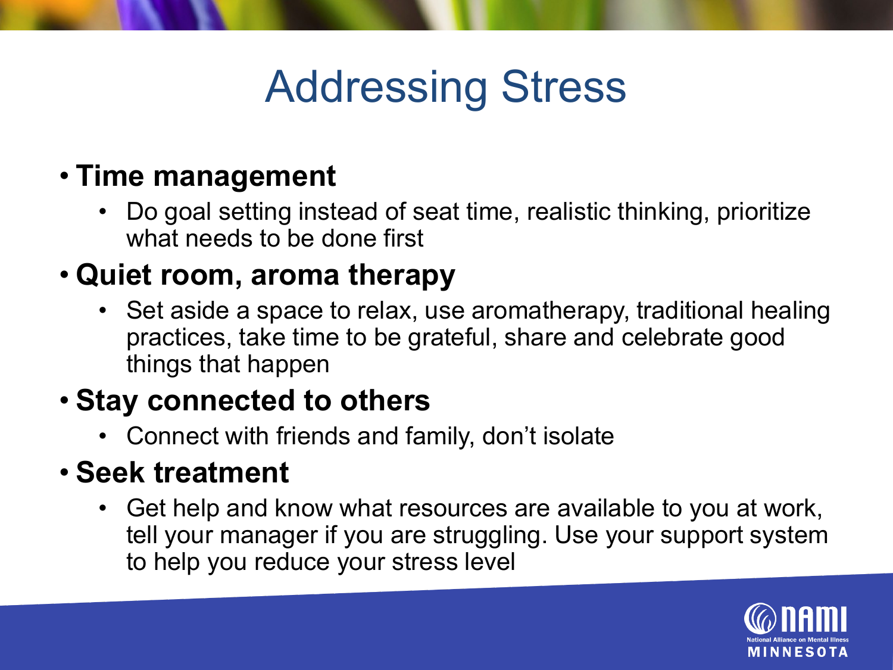# Addressing Stress

- **Time management**
  - Do goal setting instead of seat time, realistic thinking, prioritize what needs to be done first
- **Quiet room, aroma therapy**
  - Set aside a space to relax, use aromatherapy, traditional healing practices, take time to be grateful, share and celebrate good things that happen
- **Stay connected to others**
  - Connect with friends and family, don't isolate
- **Seek treatment**
  - Get help and know what resources are available to you at work, tell your manager if you are struggling. Use your support system to help you reduce your stress level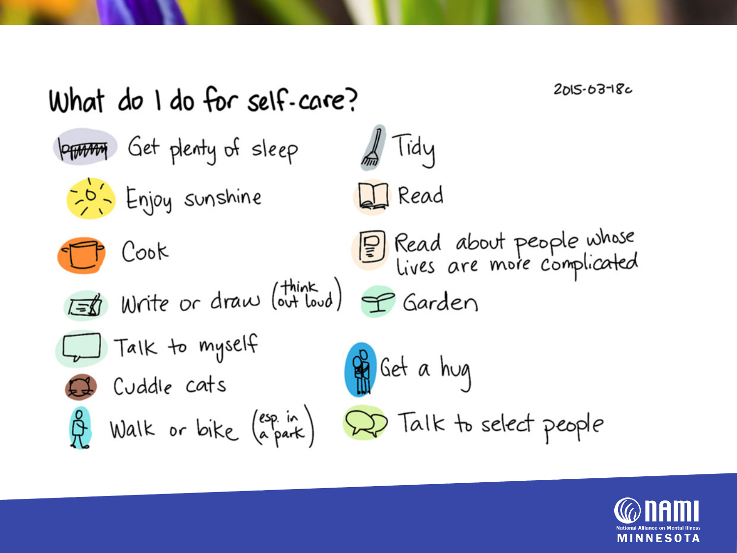# What do I do for self-care?

2015-03-18c

- Get plenty of sleep
- Enjoy sunshine
- Cook
- Write or draw (think out loud)
- Talk to myself
- Cuddle cats
- Walk or bike (esp. in a park)
- Tidy
- Read
- Read about people whose lives are more complicated
- Garden
- Get a hug
- Talk to select people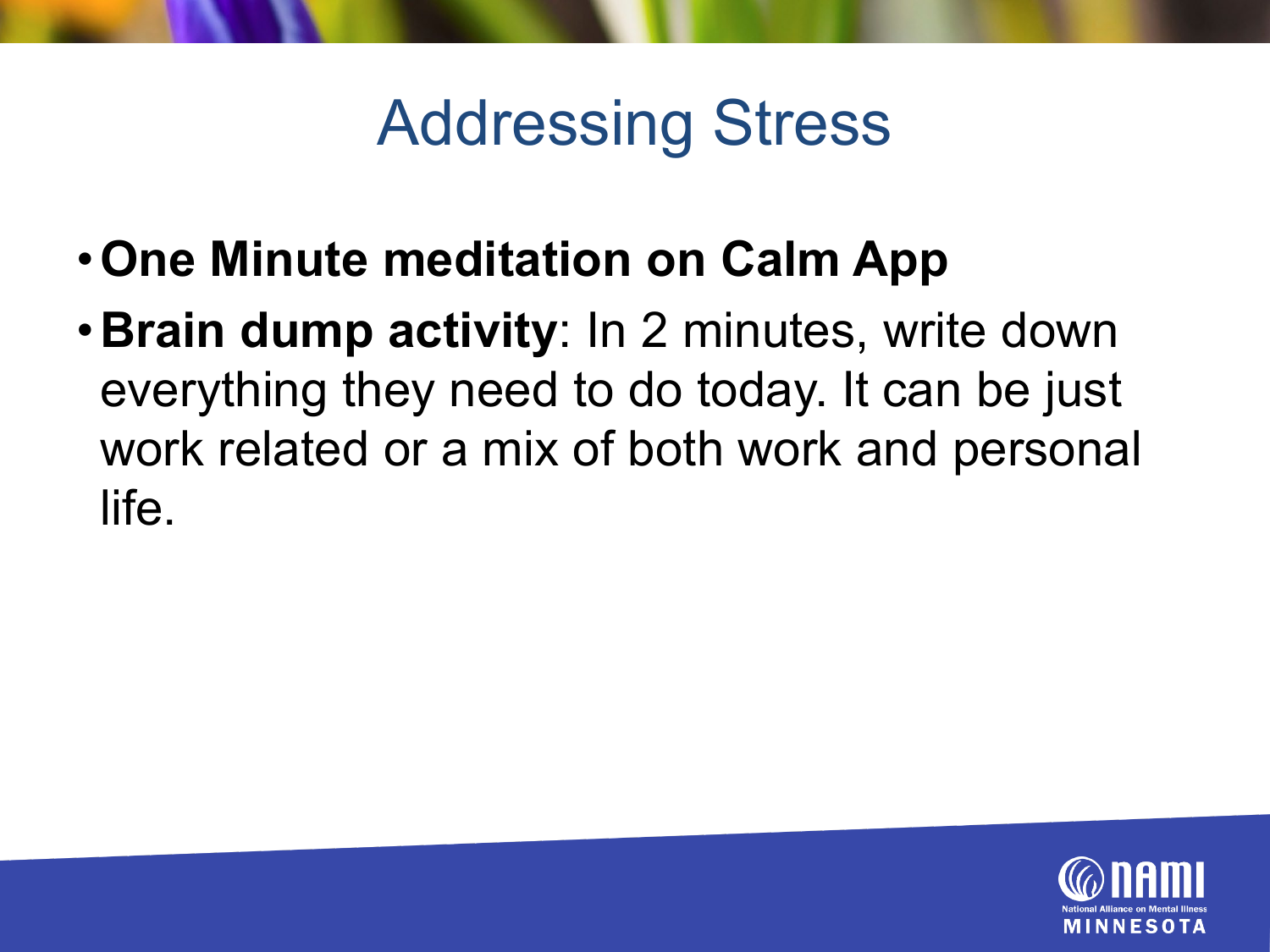# Addressing Stress

- **One Minute meditation on Calm App**
- **Brain dump activity**: In 2 minutes, write down everything they need to do today. It can be just work related or a mix of both work and personal life.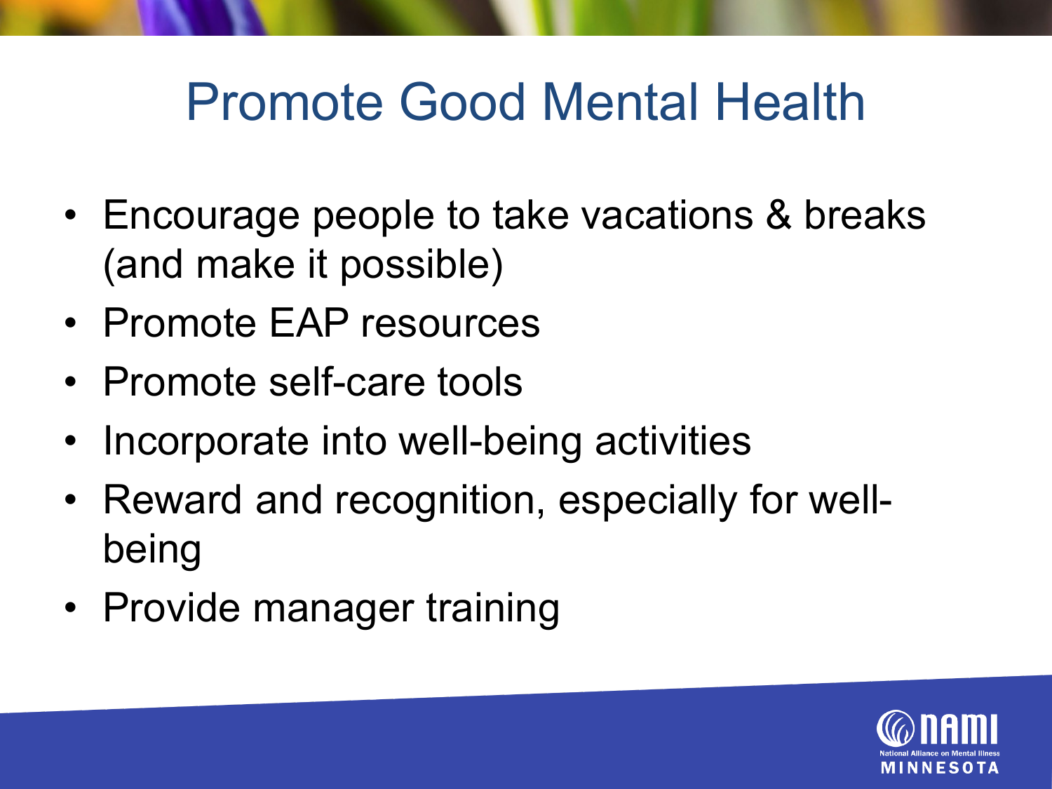# Promote Good Mental Health

- Encourage people to take vacations & breaks (and make it possible)
- Promote EAP resources
- Promote self-care tools
- Incorporate into well-being activities
- Reward and recognition, especially for well-being
- Provide manager training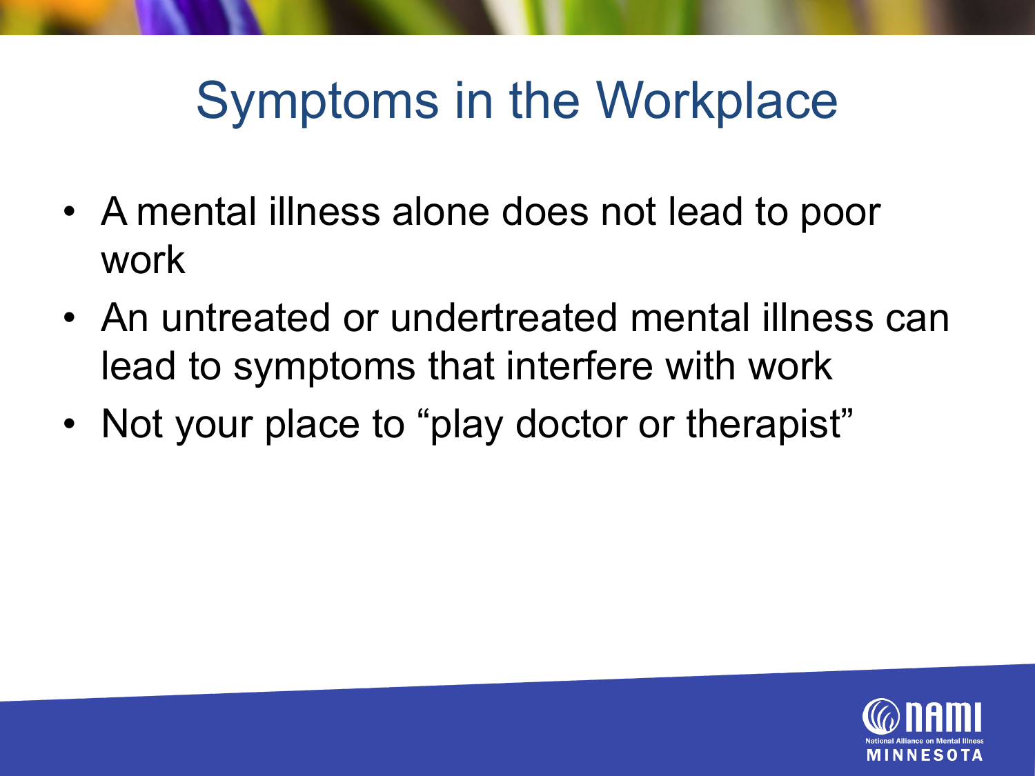# Symptoms in the Workplace

- A mental illness alone does not lead to poor work
- An untreated or undertreated mental illness can lead to symptoms that interfere with work
- Not your place to “play doctor or therapist”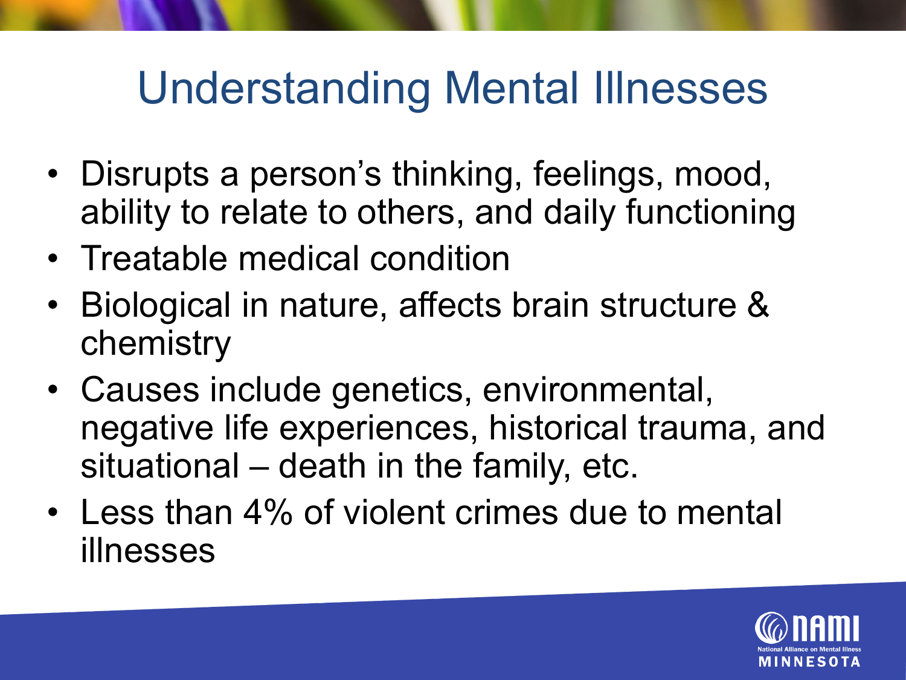# Understanding Mental Illnesses

- Disrupts a person's thinking, feelings, mood, ability to relate to others, and daily functioning
- Treatable medical condition
- Biological in nature, affects brain structure & chemistry
- Causes include genetics, environmental, negative life experiences, historical trauma, and situational – death in the family, etc.
- Less than 4% of violent crimes due to mental illnesses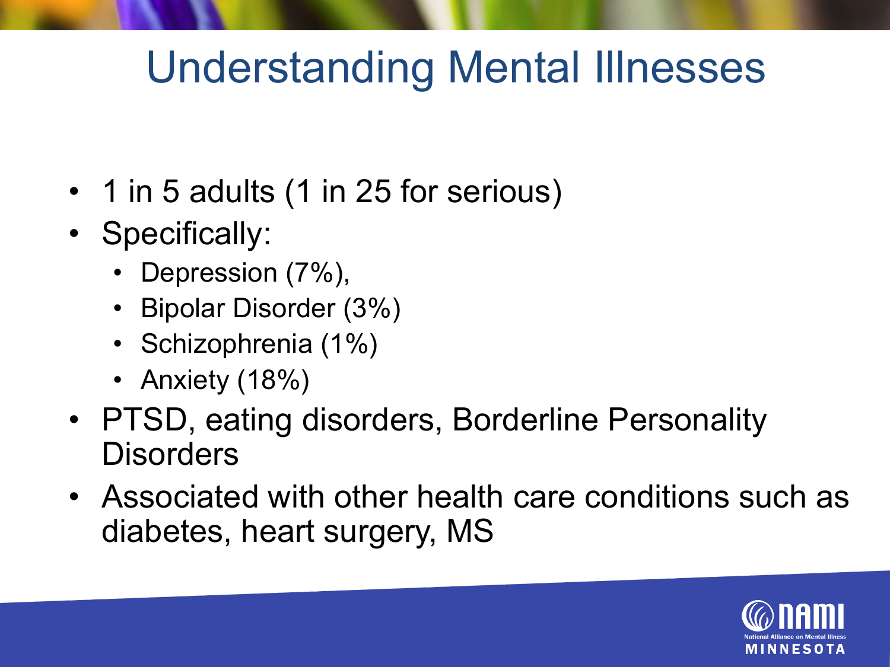# Understanding Mental Illnesses

- 1 in 5 adults (1 in 25 for serious)
- Specifically:
  - Depression (7%),
  - Bipolar Disorder (3%)
  - Schizophrenia (1%)
  - Anxiety (18%)
- PTSD, eating disorders, Borderline Personality Disorders
- Associated with other health care conditions such as diabetes, heart surgery, MS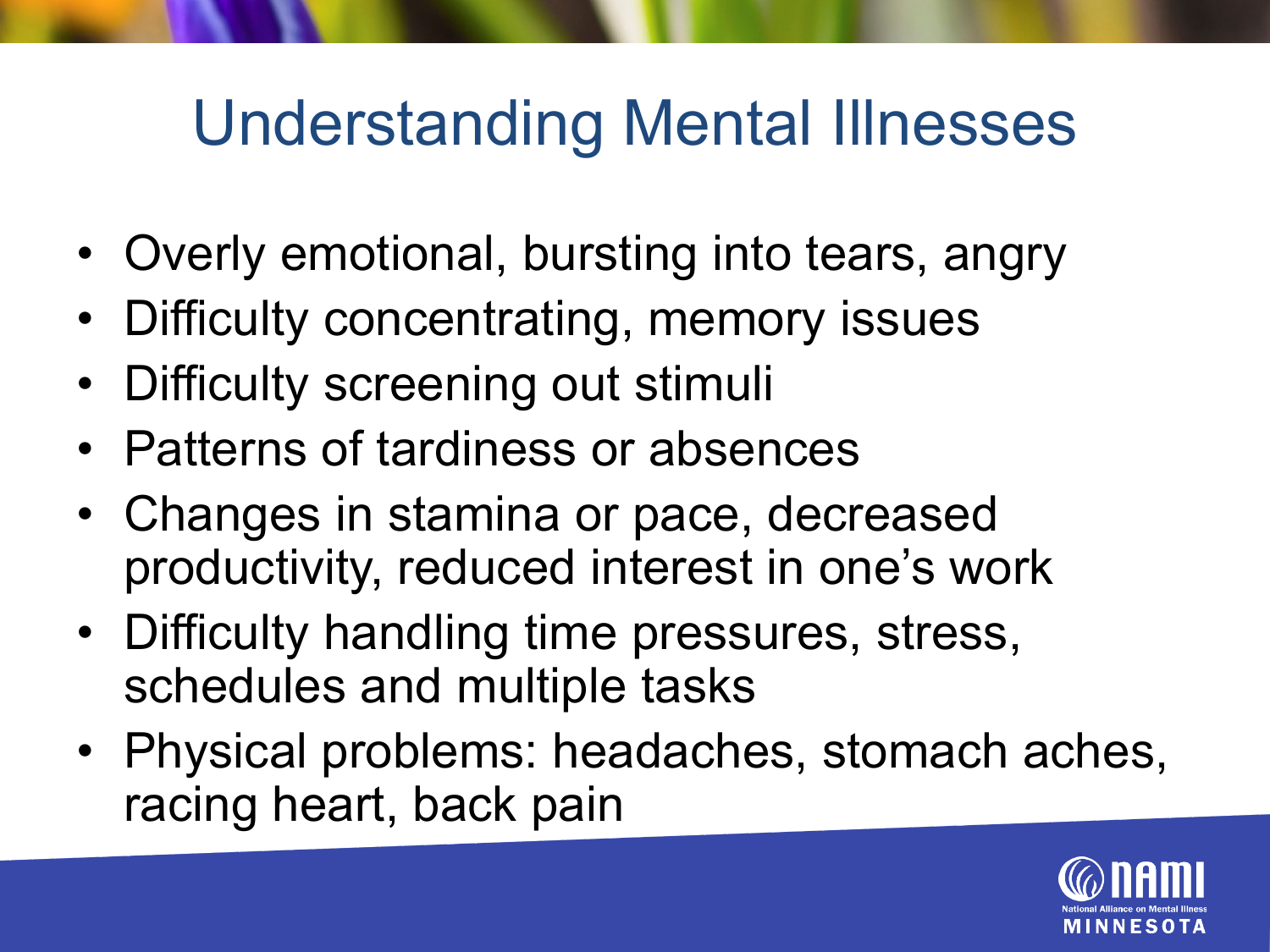# Understanding Mental Illnesses

- Overly emotional, bursting into tears, angry
- Difficulty concentrating, memory issues
- Difficulty screening out stimuli
- Patterns of tardiness or absences
- Changes in stamina or pace, decreased productivity, reduced interest in one's work
- Difficulty handling time pressures, stress, schedules and multiple tasks
- Physical problems: headaches, stomach aches, racing heart, back pain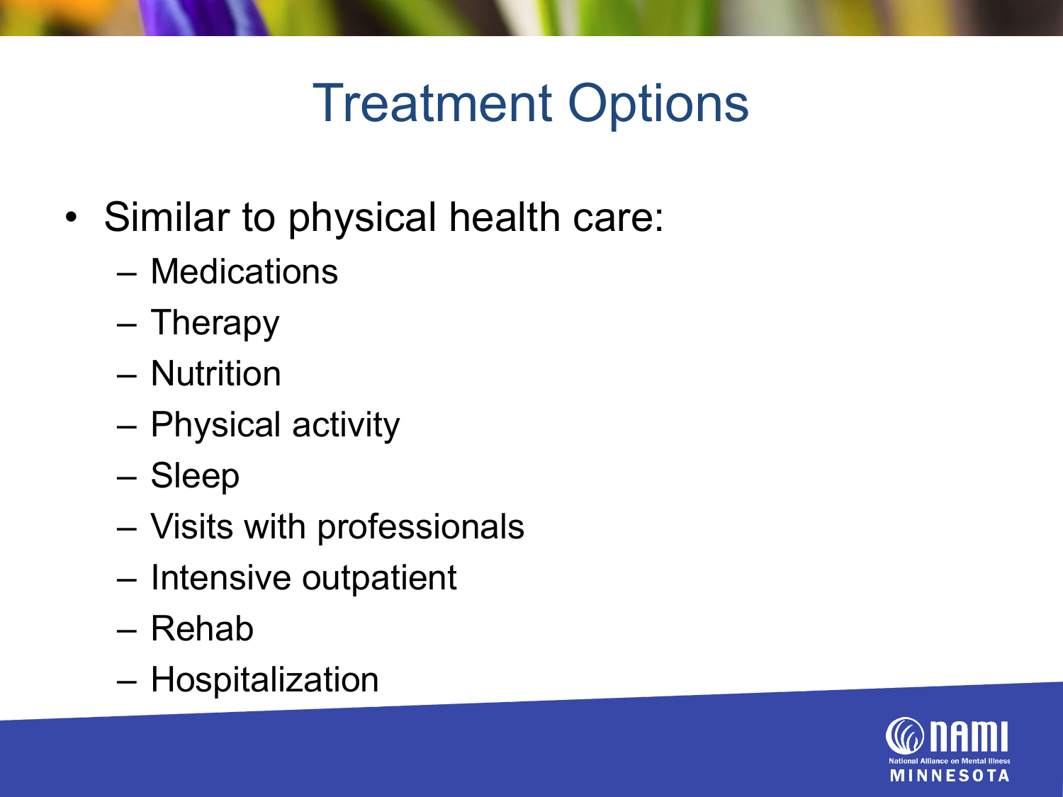# Treatment Options

- Similar to physical health care:
  - Medications
  - Therapy
  - Nutrition
  - Physical activity
  - Sleep
  - Visits with professionals
  - Intensive outpatient
  - Rehab
  - Hospitalization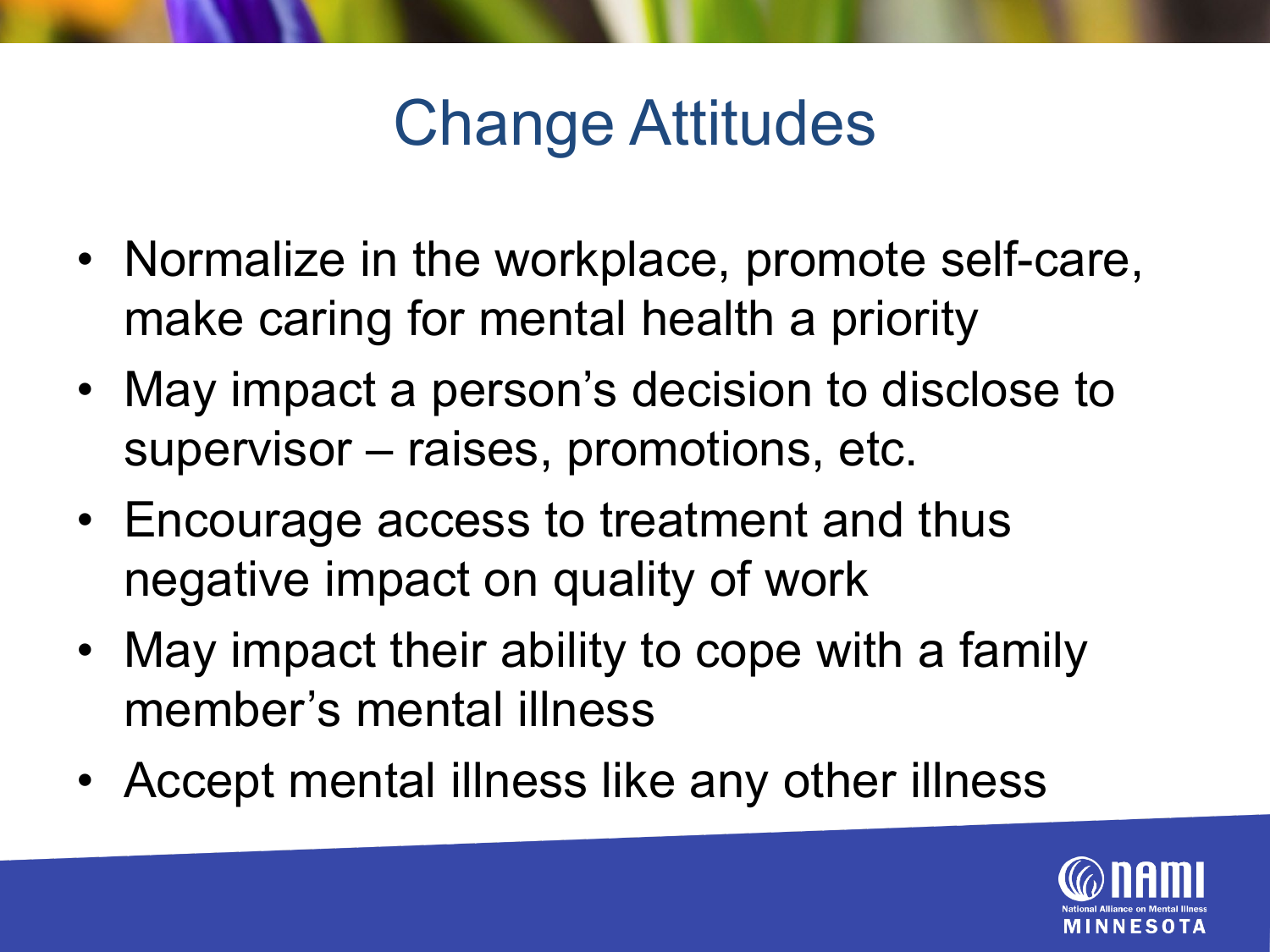# Change Attitudes

- Normalize in the workplace, promote self-care, make caring for mental health a priority
- May impact a person's decision to disclose to supervisor – raises, promotions, etc.
- Encourage access to treatment and thus negative impact on quality of work
- May impact their ability to cope with a family member's mental illness
- Accept mental illness like any other illness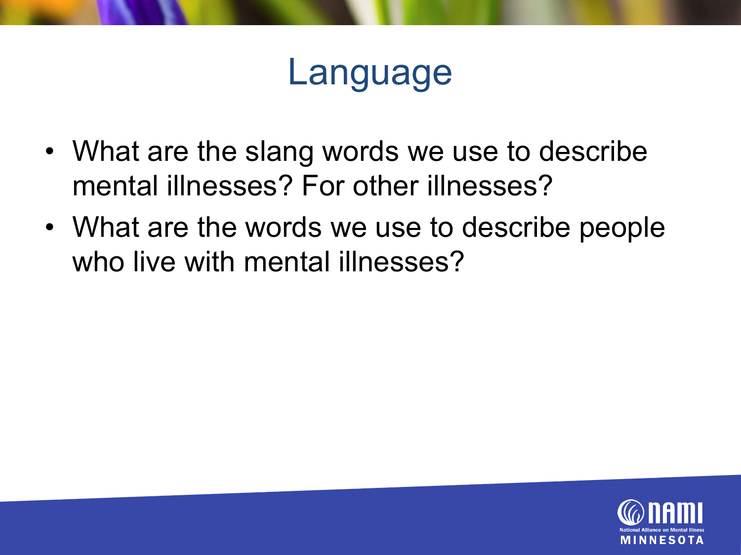# Language

- What are the slang words we use to describe mental illnesses? For other illnesses?
- What are the words we use to describe people who live with mental illnesses?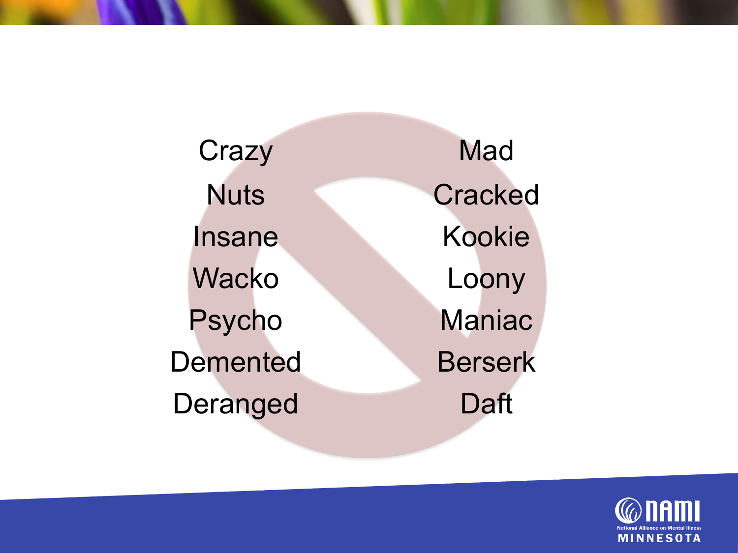Crazy

Nuts

Insane

Wacko

Psycho

Demented

Deranged

Mad

Cracked

Kookie

Loony

Maniac

Berserk

Daft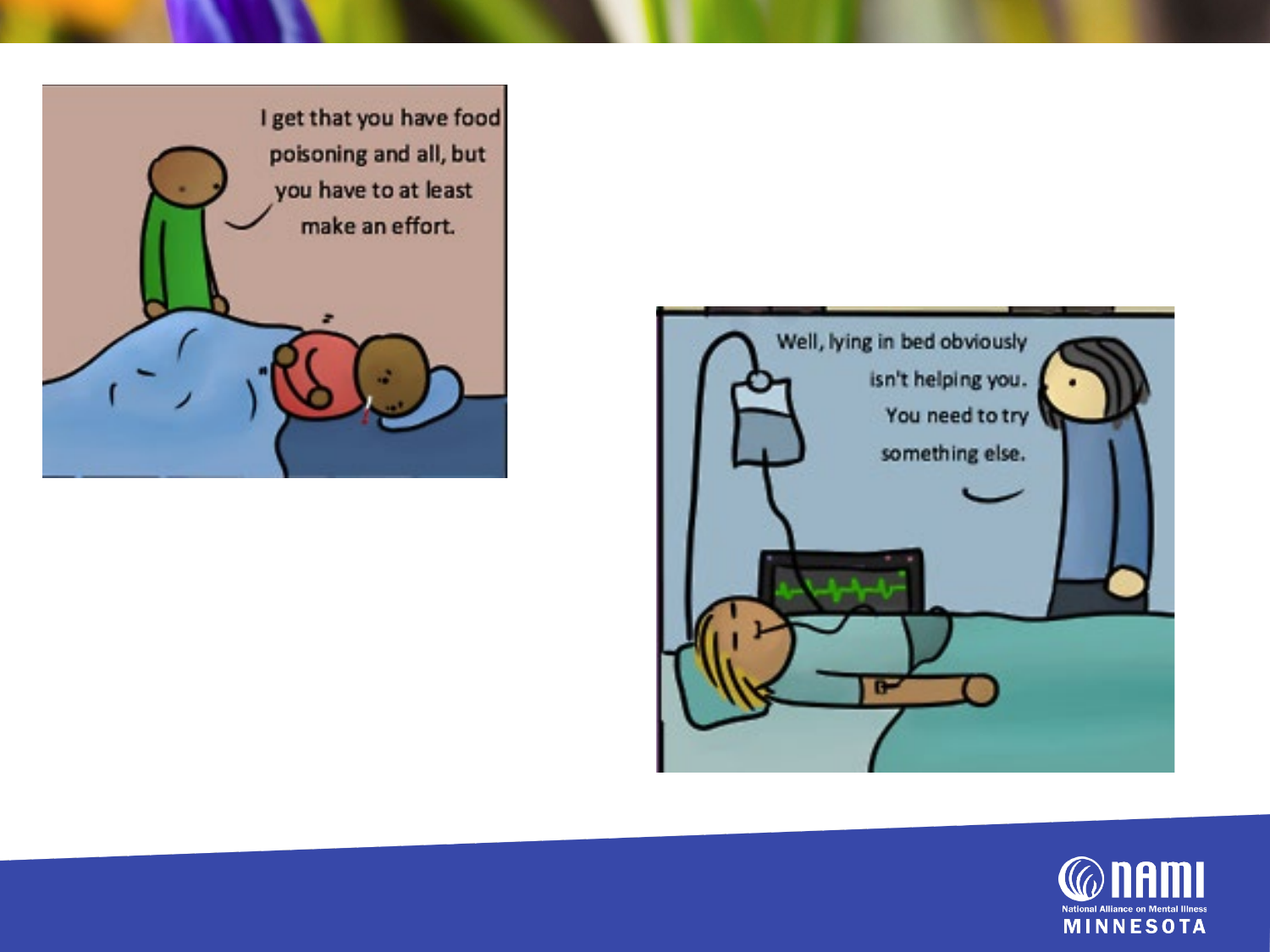I get that you have food poisoning and all, but you have to at least make an effort.

Well, lying in bed obviously isn't helping you. You need to try something else.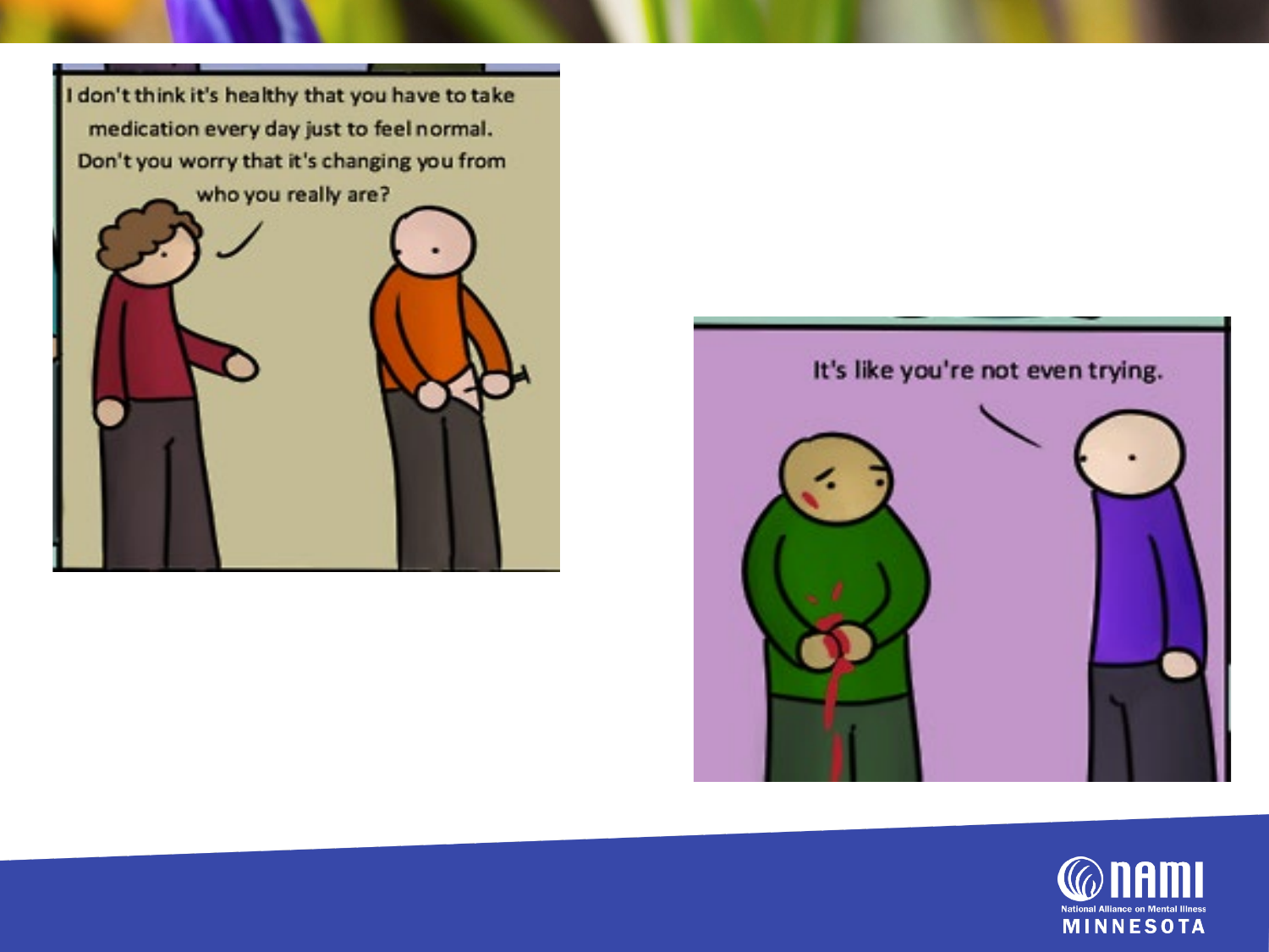I don't think it's healthy that you have to take medication every day just to feel normal. Don't you worry that it's changing you from who you really are?

It's like you're not even trying.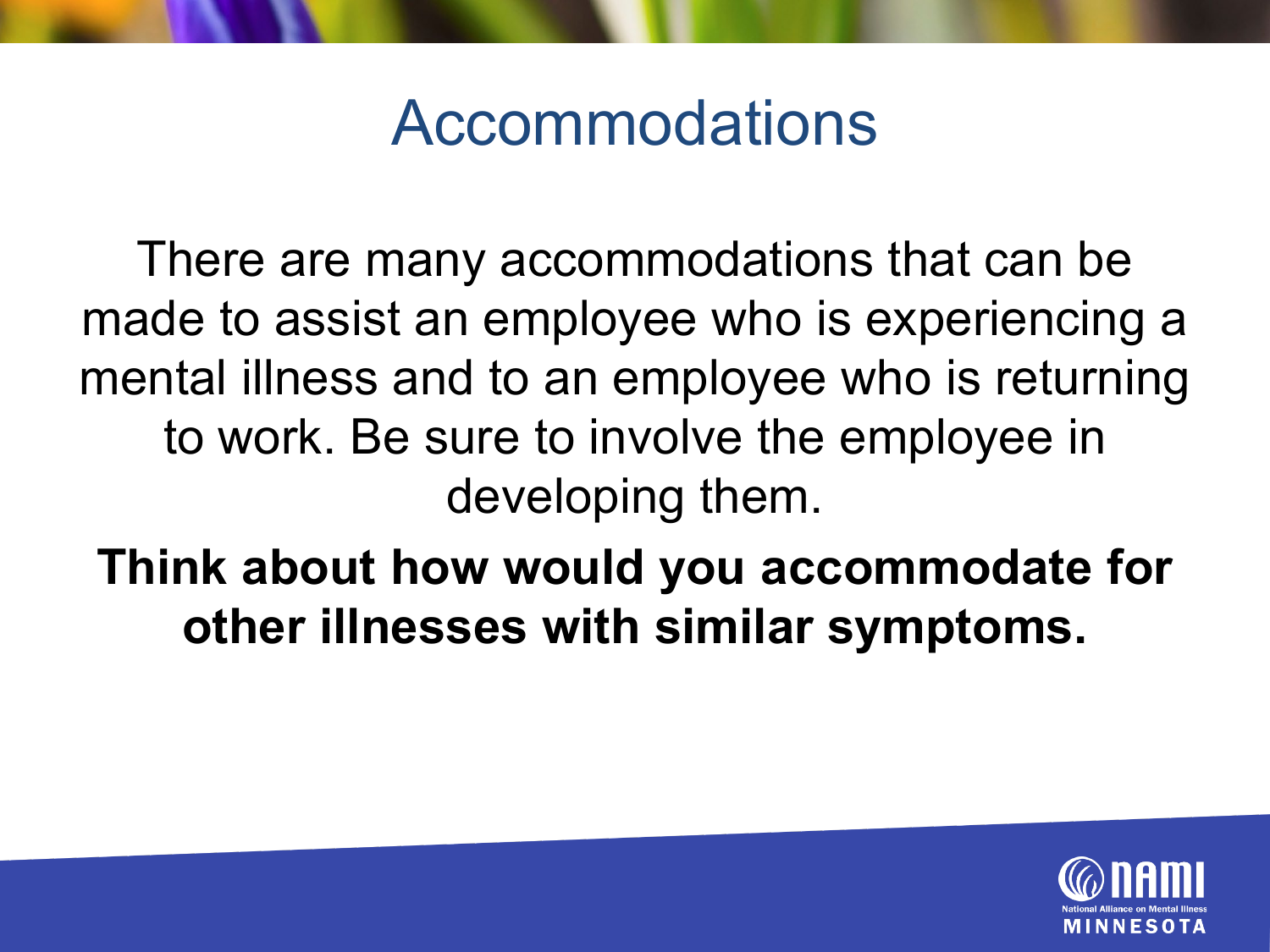# Accommodations

There are many accommodations that can be made to assist an employee who is experiencing a mental illness and to an employee who is returning to work. Be sure to involve the employee in developing them.

**Think about how would you accommodate for other illnesses with similar symptoms.**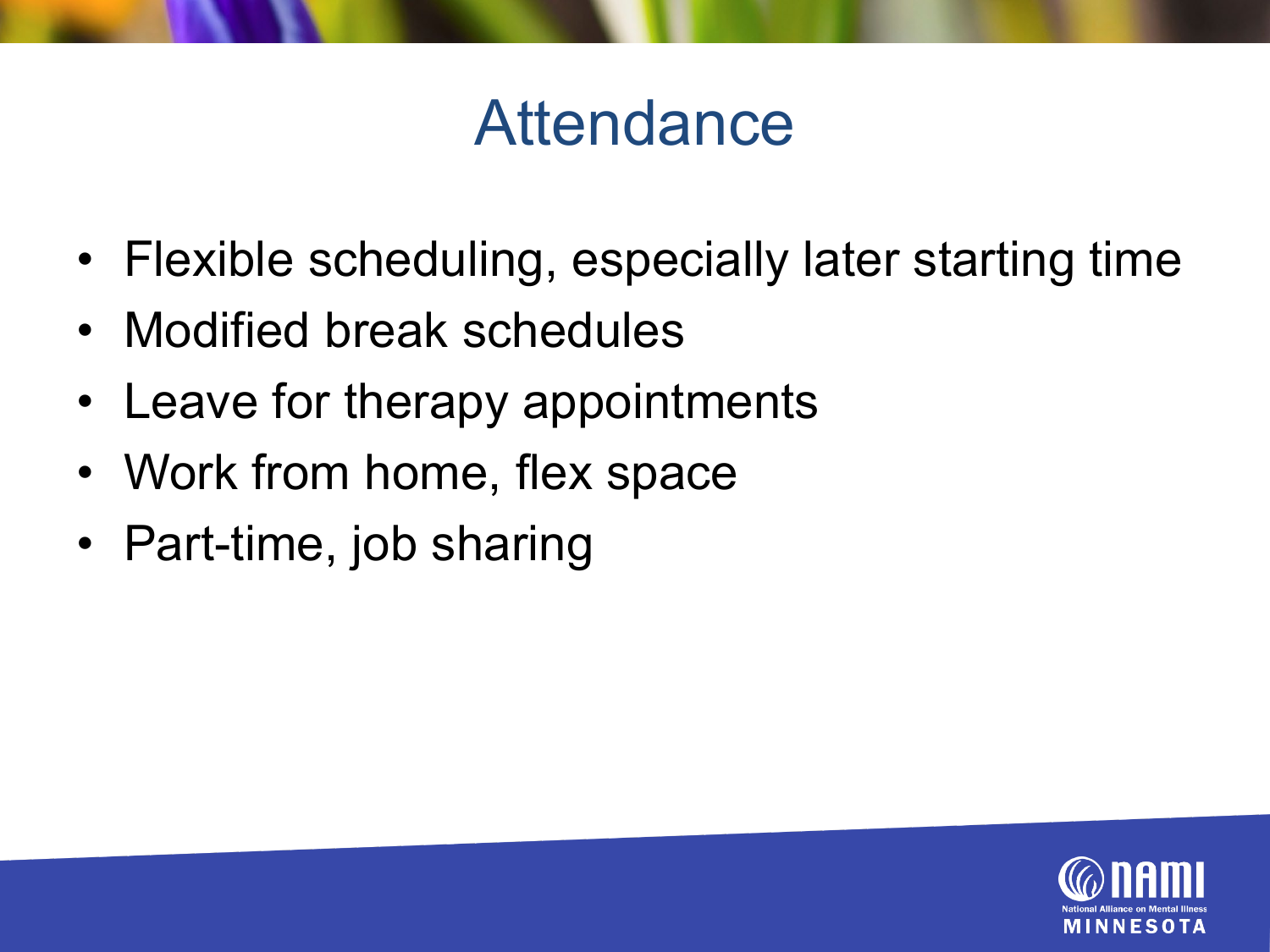# Attendance

- Flexible scheduling, especially later starting time
- Modified break schedules
- Leave for therapy appointments
- Work from home, flex space
- Part-time, job sharing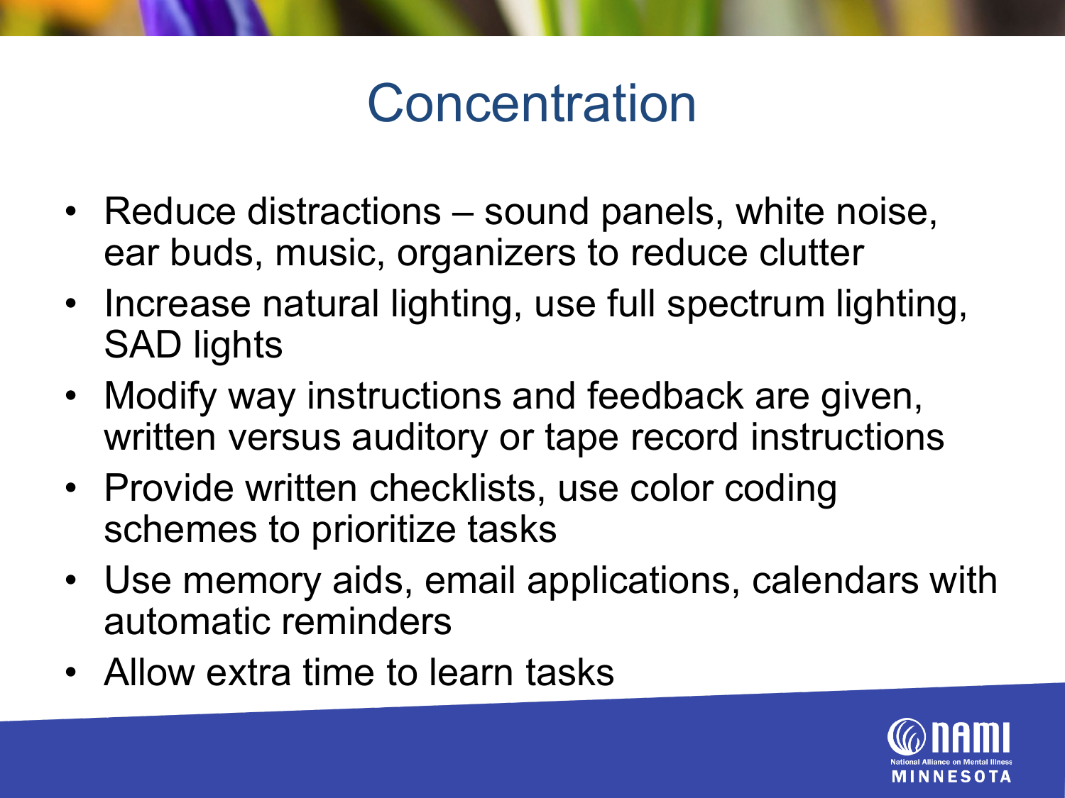# Concentration

- Reduce distractions – sound panels, white noise, ear buds, music, organizers to reduce clutter
- Increase natural lighting, use full spectrum lighting, SAD lights
- Modify way instructions and feedback are given, written versus auditory or tape record instructions
- Provide written checklists, use color coding schemes to prioritize tasks
- Use memory aids, email applications, calendars with automatic reminders
- Allow extra time to learn tasks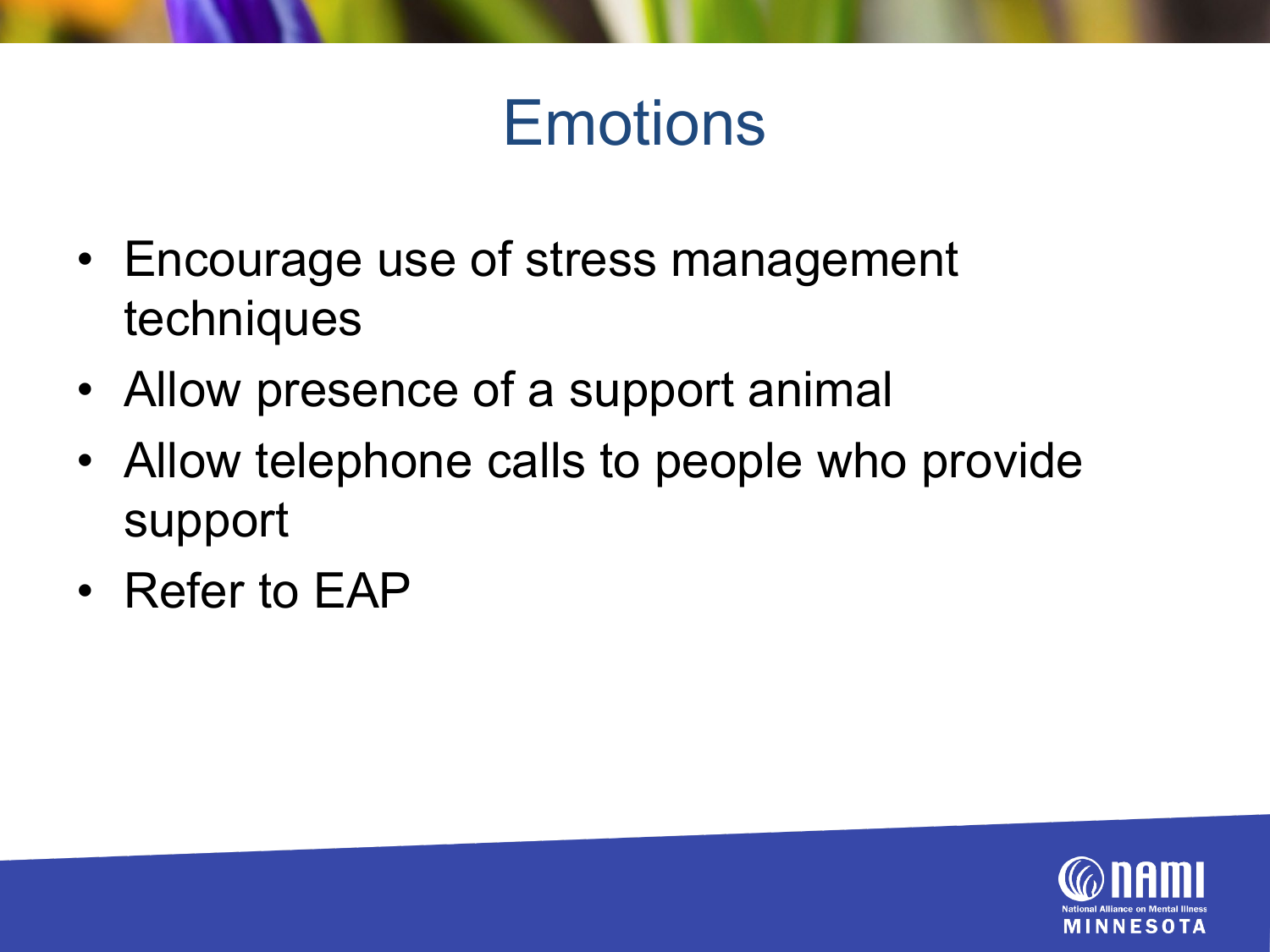# Emotions

- Encourage use of stress management techniques
- Allow presence of a support animal
- Allow telephone calls to people who provide support
- Refer to EAP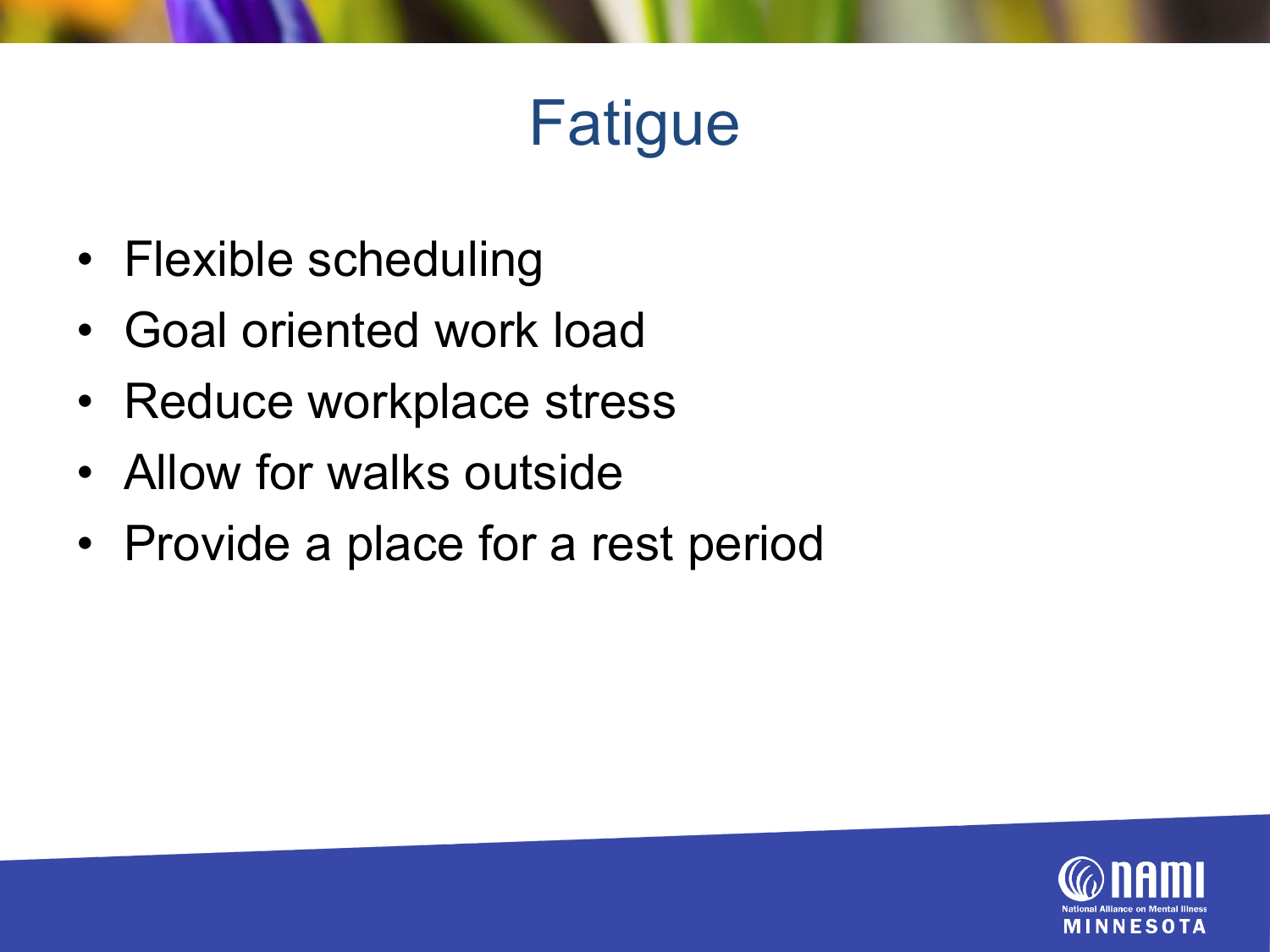# Fatigue

- Flexible scheduling
- Goal oriented work load
- Reduce workplace stress
- Allow for walks outside
- Provide a place for a rest period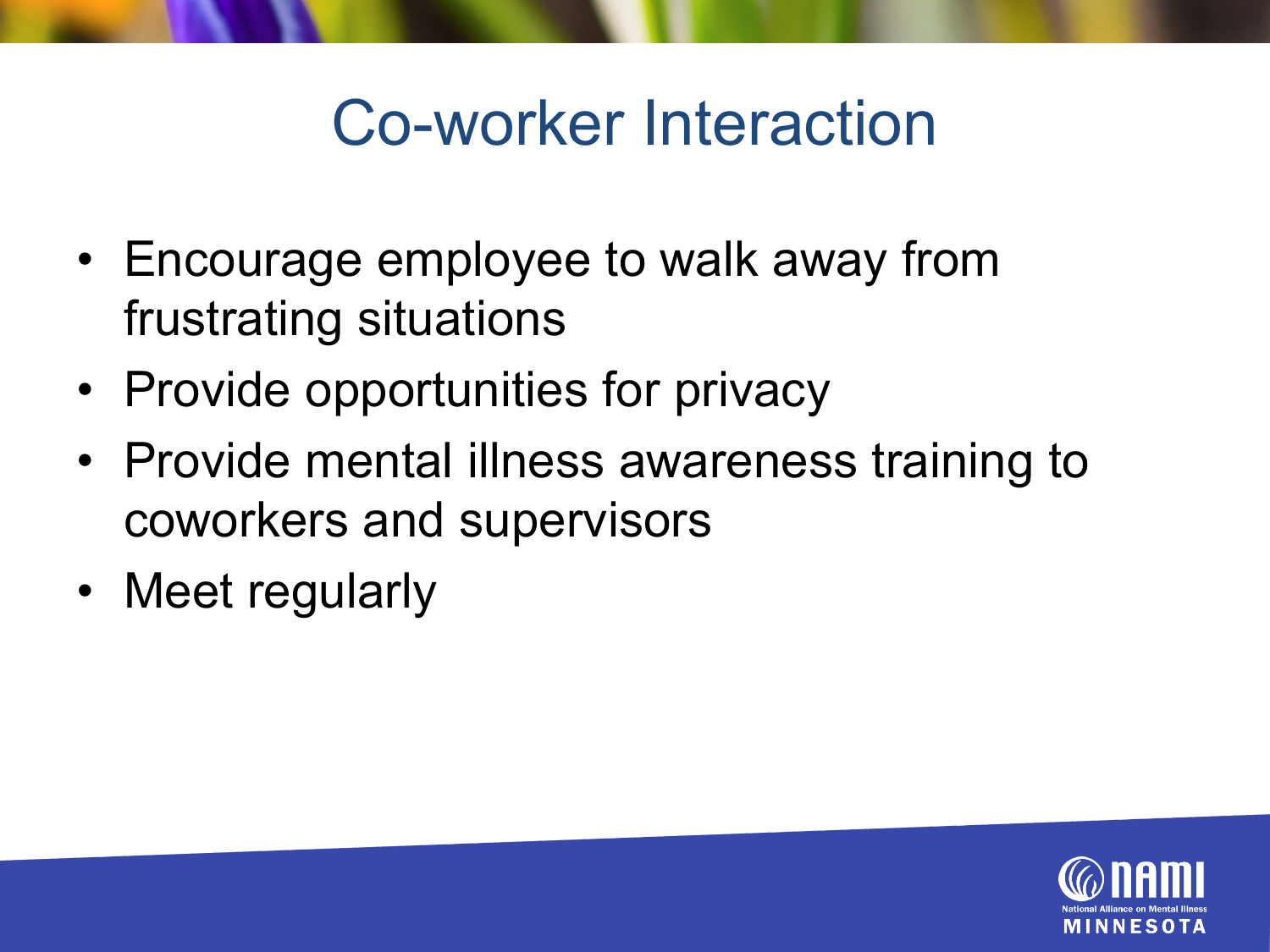# Co-worker Interaction

- Encourage employee to walk away from frustrating situations
- Provide opportunities for privacy
- Provide mental illness awareness training to coworkers and supervisors
- Meet regularly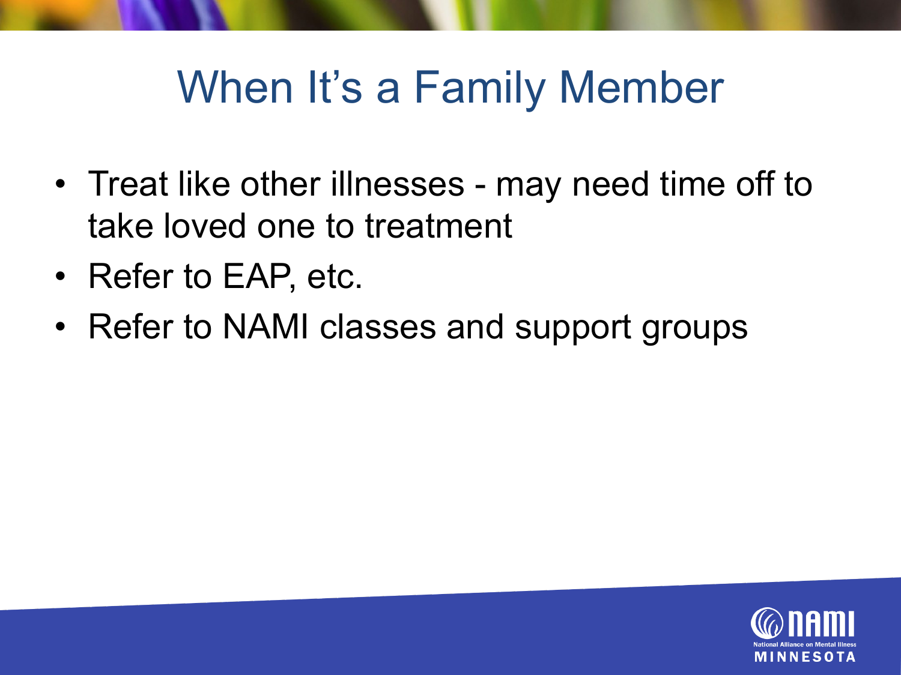# When It's a Family Member

- Treat like other illnesses - may need time off to take loved one to treatment
- Refer to EAP, etc.
- Refer to NAMI classes and support groups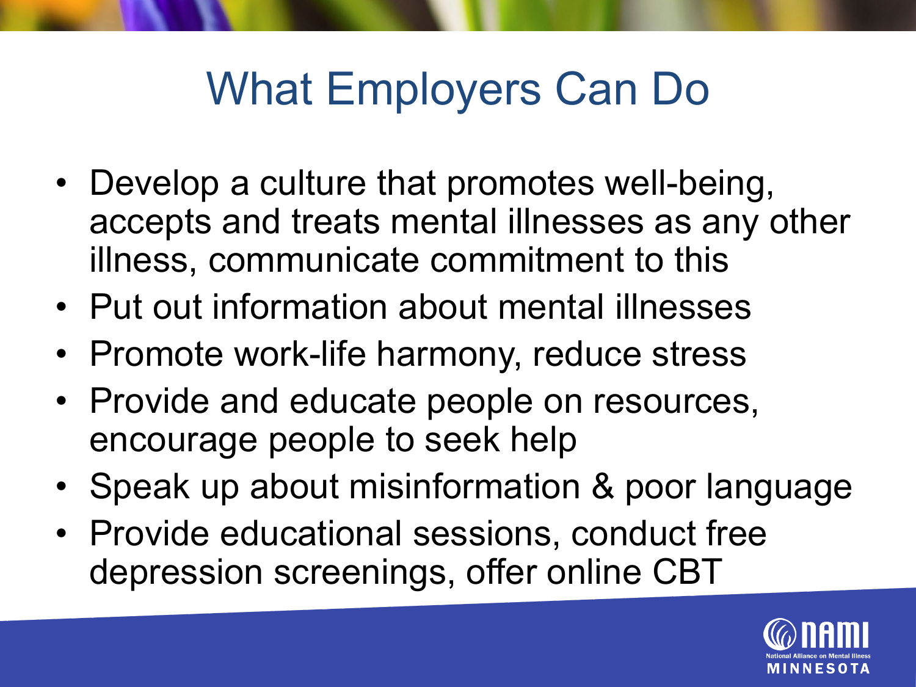# What Employers Can Do

- Develop a culture that promotes well-being, accepts and treats mental illnesses as any other illness, communicate commitment to this
- Put out information about mental illnesses
- Promote work-life harmony, reduce stress
- Provide and educate people on resources, encourage people to seek help
- Speak up about misinformation & poor language
- Provide educational sessions, conduct free depression screenings, offer online CBT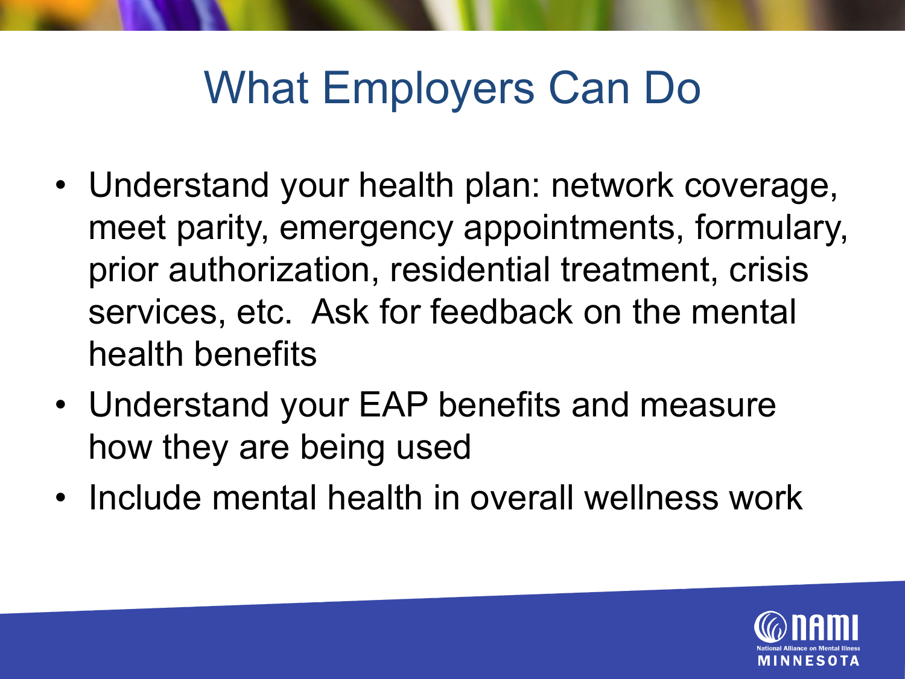# What Employers Can Do

- Understand your health plan: network coverage, meet parity, emergency appointments, formulary, prior authorization, residential treatment, crisis services, etc. Ask for feedback on the mental health benefits
- Understand your EAP benefits and measure how they are being used
- Include mental health in overall wellness work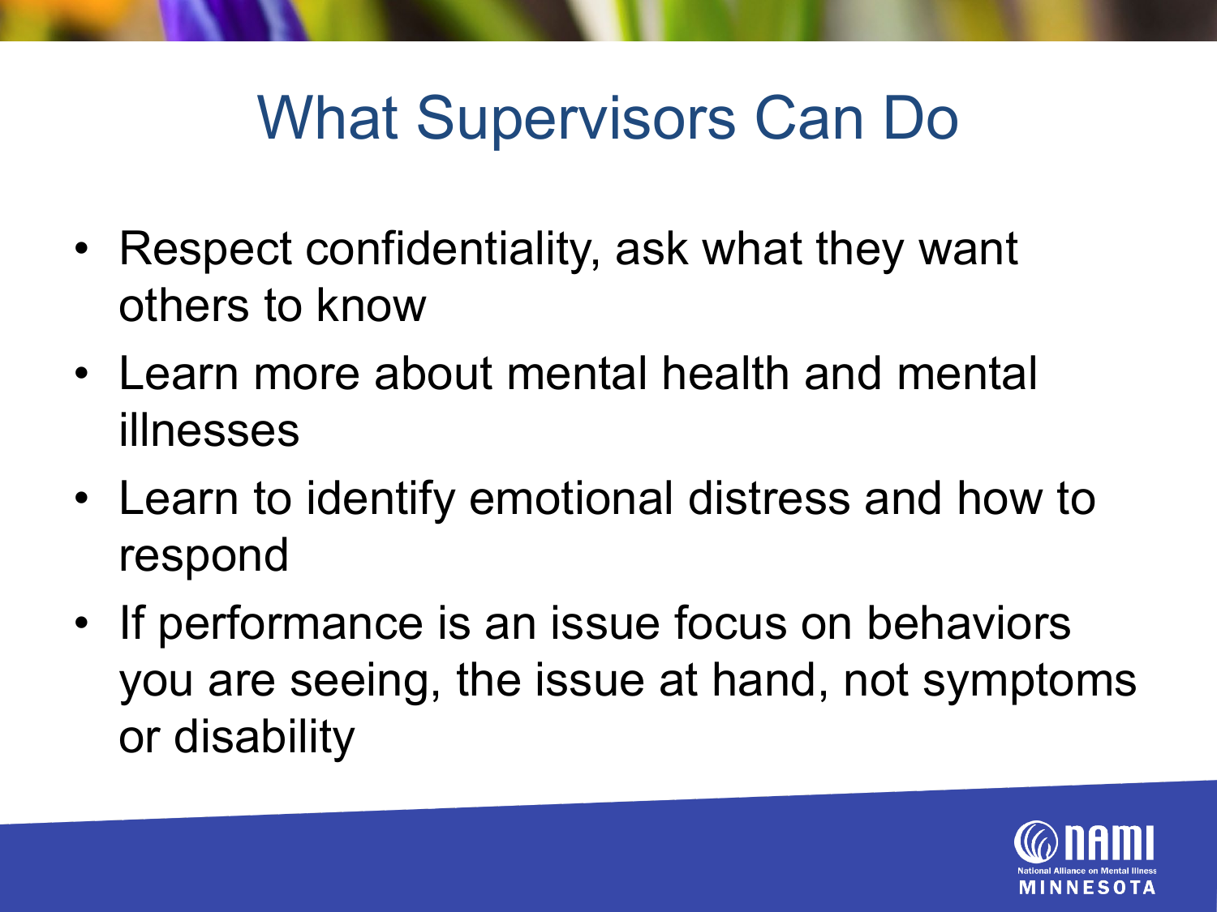# What Supervisors Can Do

- Respect confidentiality, ask what they want others to know
- Learn more about mental health and mental illnesses
- Learn to identify emotional distress and how to respond
- If performance is an issue focus on behaviors you are seeing, the issue at hand, not symptoms or disability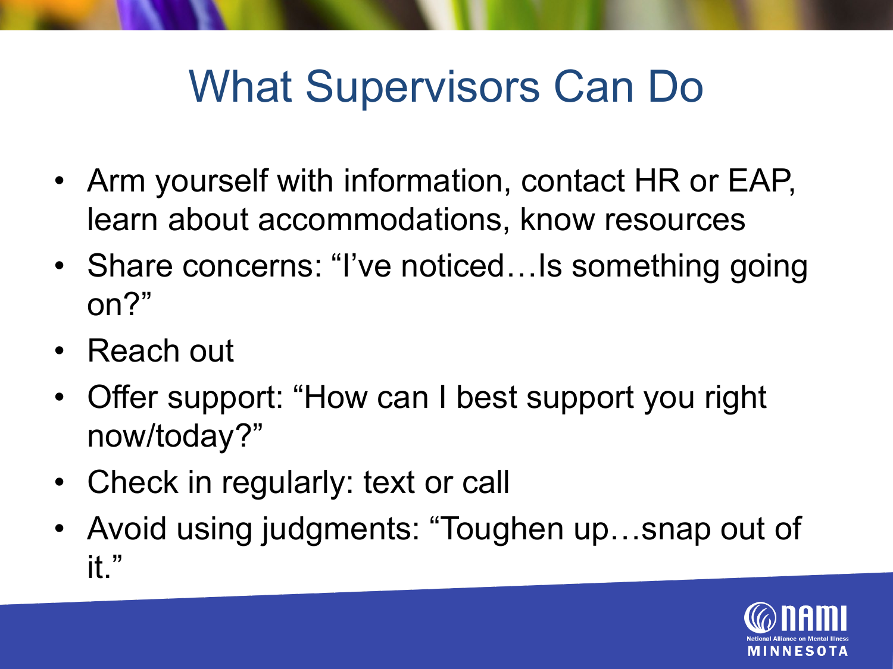# What Supervisors Can Do

- Arm yourself with information, contact HR or EAP, learn about accommodations, know resources
- Share concerns: “I’ve noticed…Is something going on?”
- Reach out
- Offer support: “How can I best support you right now/today?”
- Check in regularly: text or call
- Avoid using judgments: “Toughen up…snap out of it.”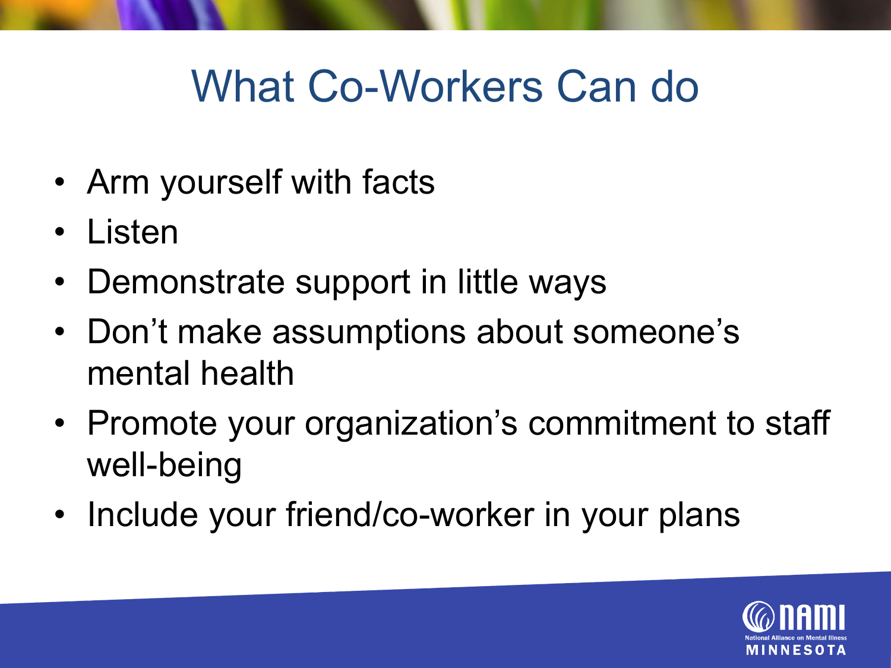# What Co-Workers Can do

- Arm yourself with facts
- Listen
- Demonstrate support in little ways
- Don't make assumptions about someone's mental health
- Promote your organization's commitment to staff well-being
- Include your friend/co-worker in your plans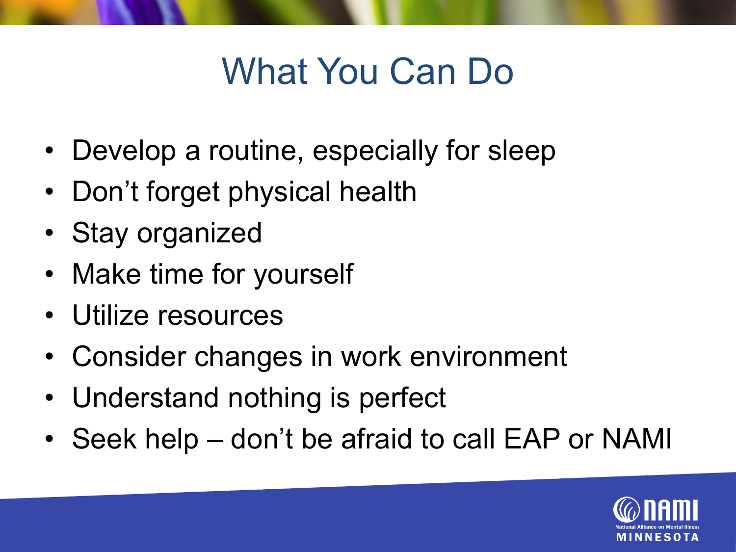# What You Can Do

- Develop a routine, especially for sleep
- Don’t forget physical health
- Stay organized
- Make time for yourself
- Utilize resources
- Consider changes in work environment
- Understand nothing is perfect
- Seek help – don’t be afraid to call EAP or NAMI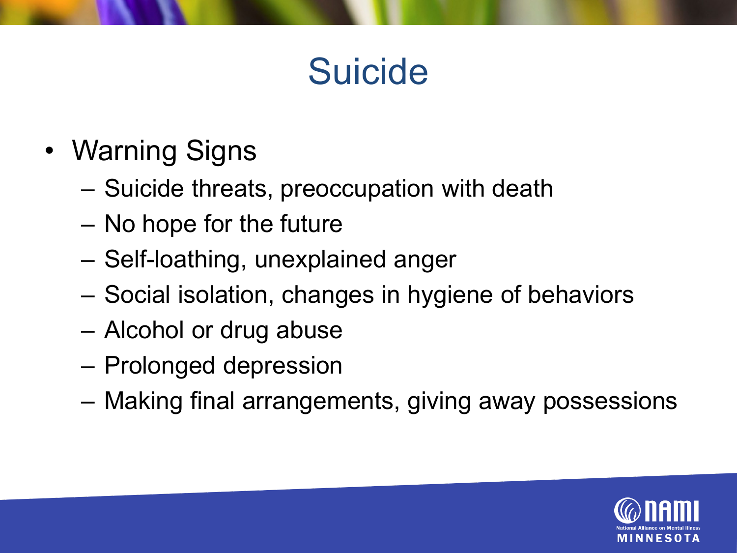# Suicide

- Warning Signs
  - Suicide threats, preoccupation with death
  - No hope for the future
  - Self-loathing, unexplained anger
  - Social isolation, changes in hygiene of behaviors
  - Alcohol or drug abuse
  - Prolonged depression
  - Making final arrangements, giving away possessions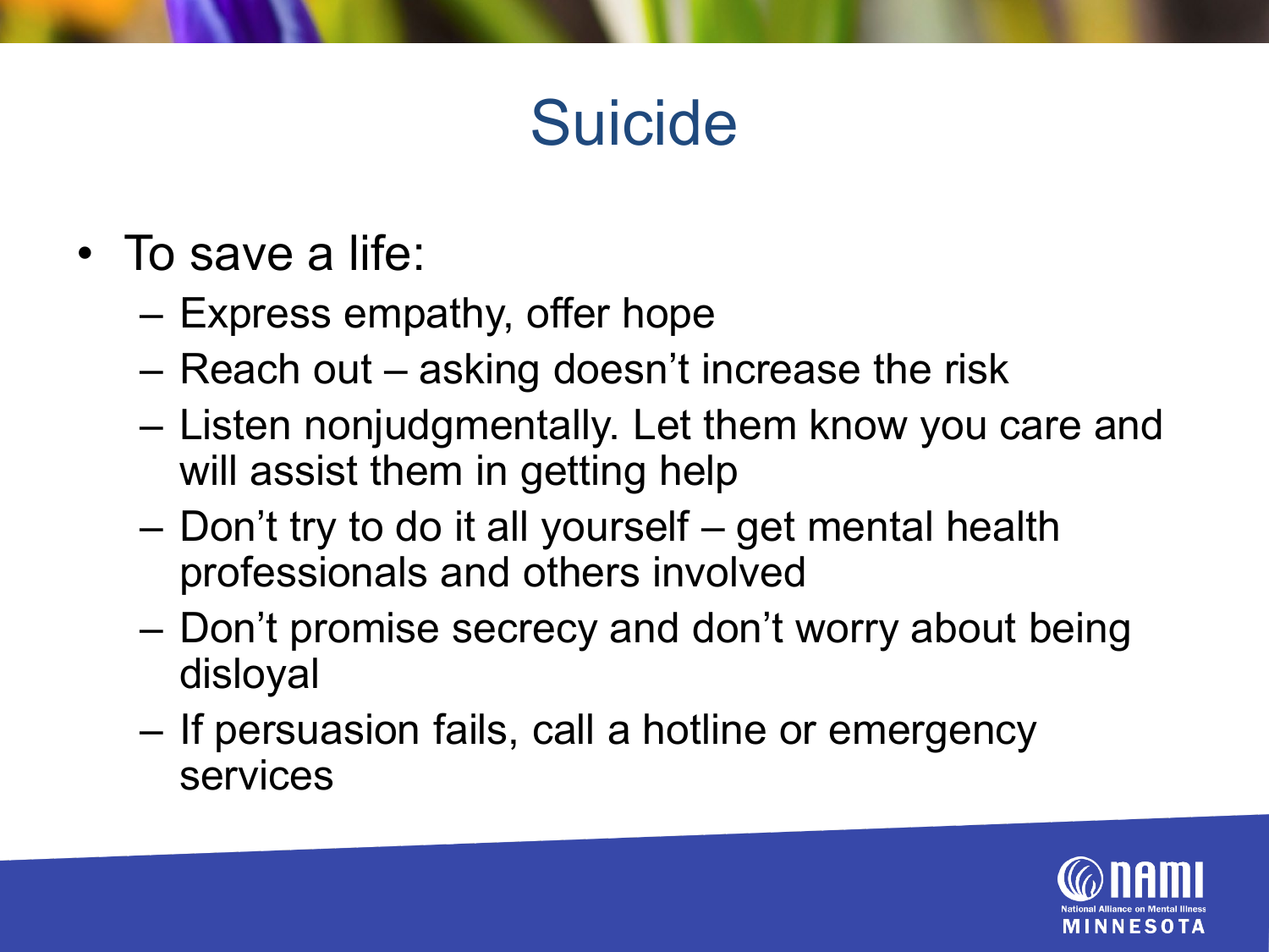# Suicide

- To save a life:
  - Express empathy, offer hope
  - Reach out – asking doesn't increase the risk
  - Listen nonjudgmentally. Let them know you care and will assist them in getting help
  - Don't try to do it all yourself – get mental health professionals and others involved
  - Don't promise secrecy and don't worry about being disloyal
  - If persuasion fails, call a hotline or emergency services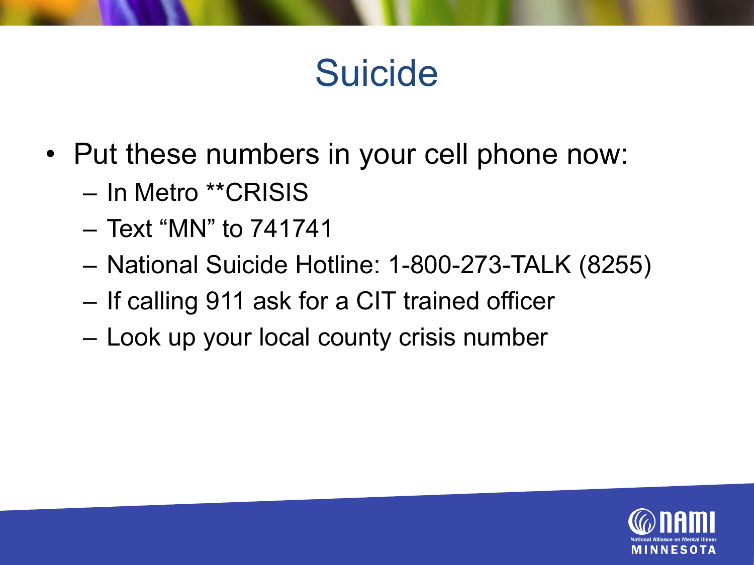# Suicide

- Put these numbers in your cell phone now:
  - In Metro **CRISIS
  - Text “MN” to 741741
  - National Suicide Hotline: 1-800-273-TALK (8255)
  - If calling 911 ask for a CIT trained officer
  - Look up your local county crisis number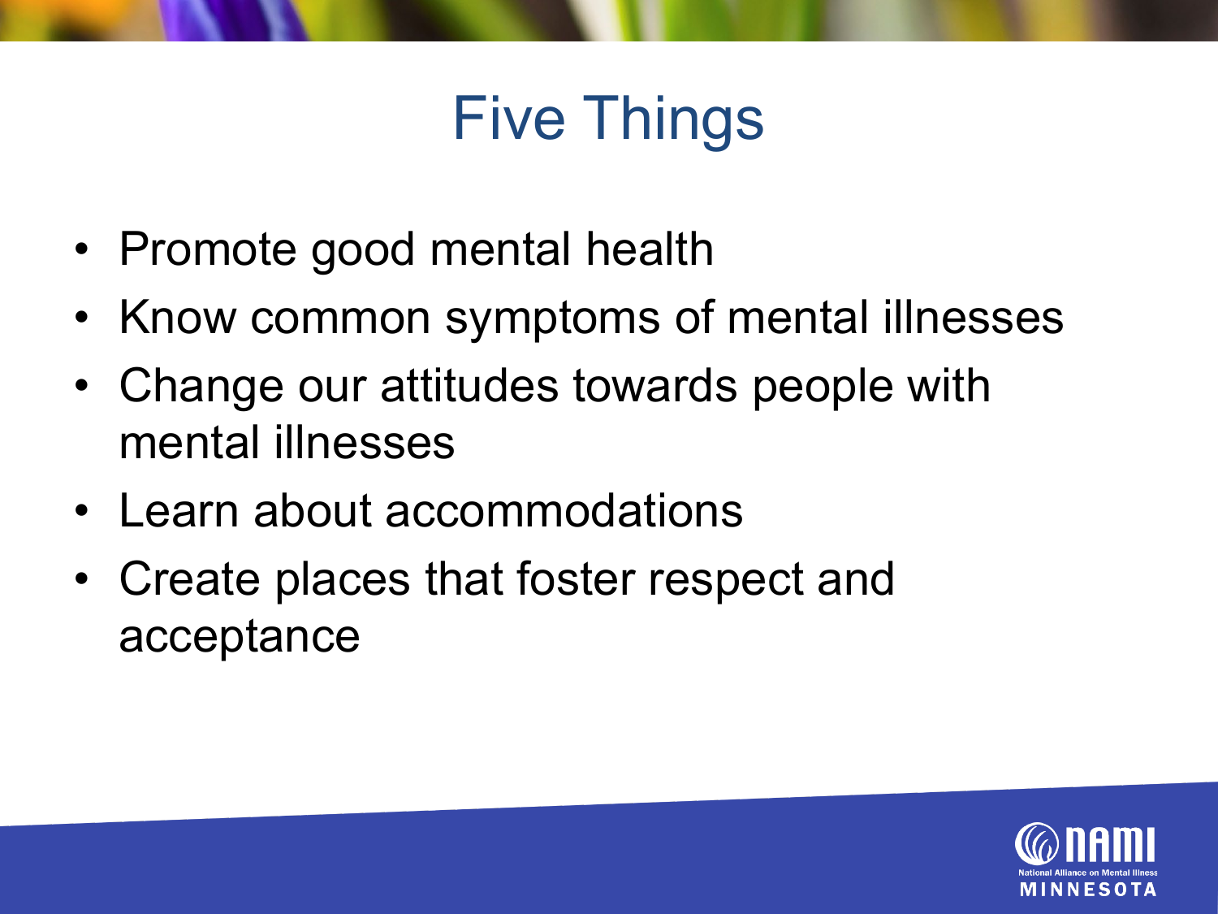# Five Things

- Promote good mental health
- Know common symptoms of mental illnesses
- Change our attitudes towards people with mental illnesses
- Learn about accommodations
- Create places that foster respect and acceptance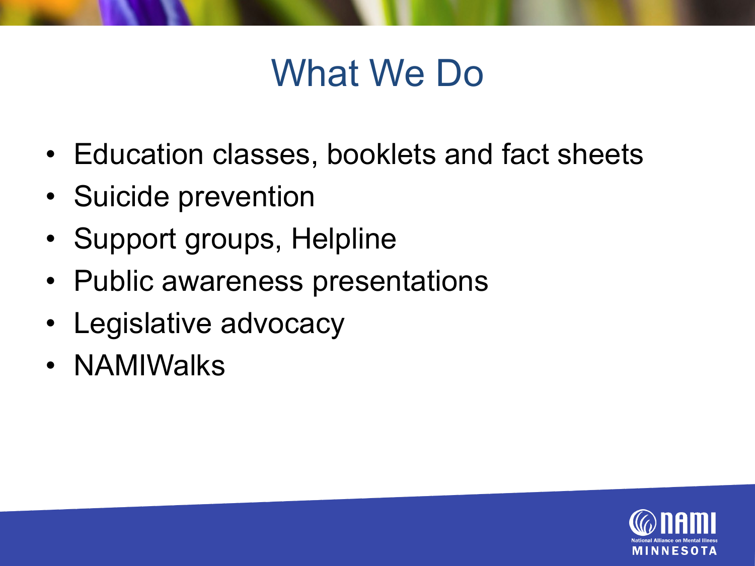# What We Do

- Education classes, booklets and fact sheets
- Suicide prevention
- Support groups, Helpline
- Public awareness presentations
- Legislative advocacy
- NAMIWalks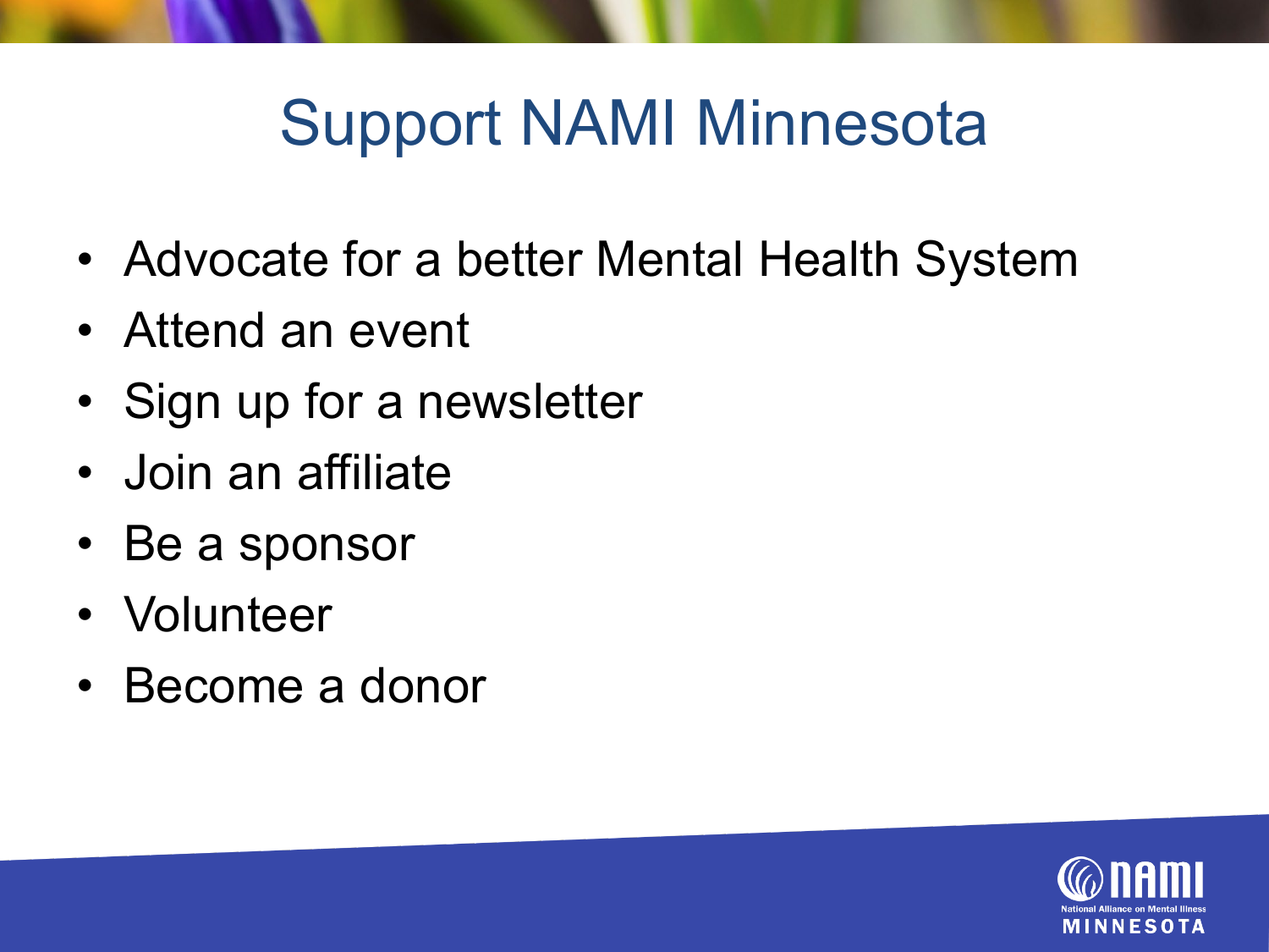# Support NAMI Minnesota

- Advocate for a better Mental Health System
- Attend an event
- Sign up for a newsletter
- Join an affiliate
- Be a sponsor
- Volunteer
- Become a donor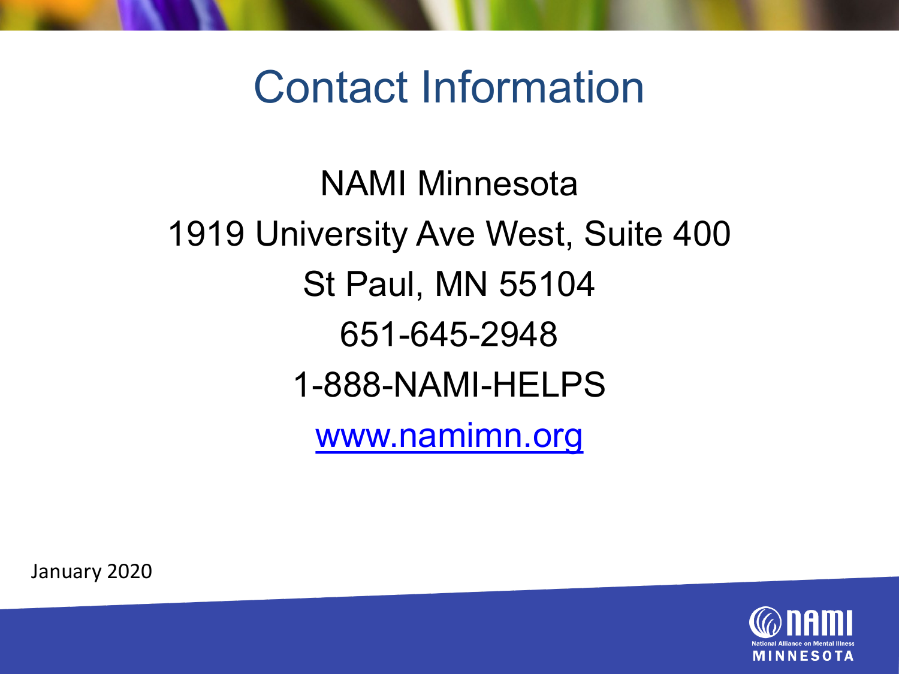# Contact Information

NAMI Minnesota

1919 University Ave West, Suite 400

St Paul, MN 55104

651-645-2948

1-888-NAMI-HELPS

www.namimn.org

January 2020